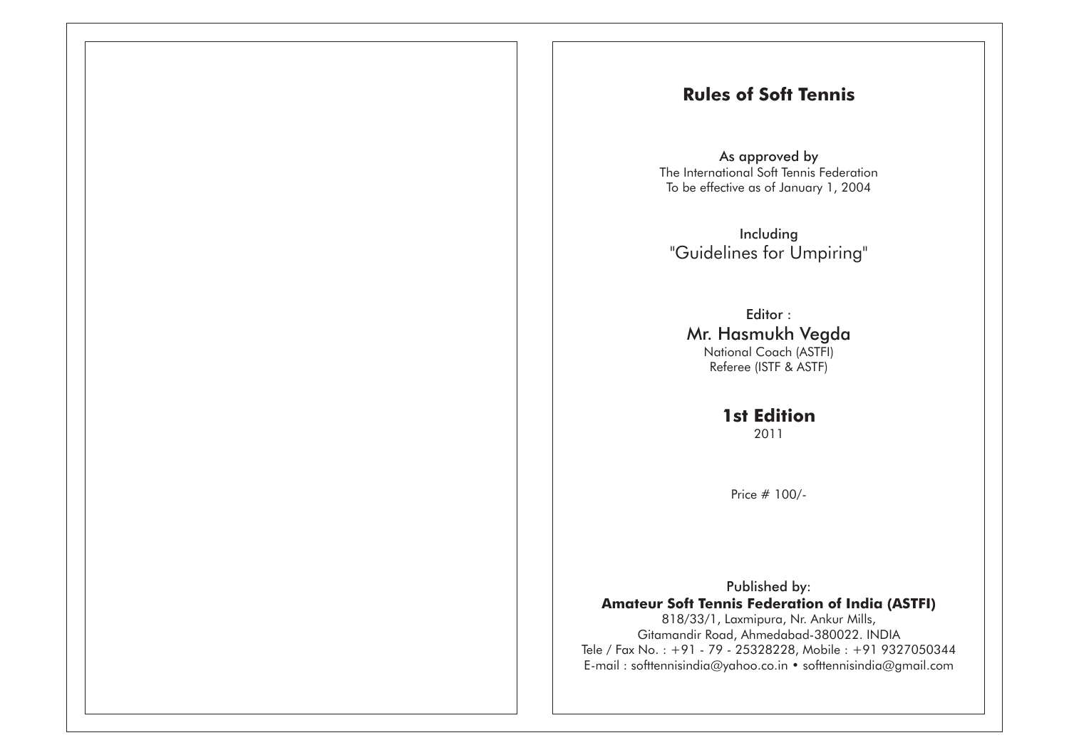# Rules of Soft Tennis

As approved by
The International Soft Tennis Federation
To be effective as of January 1, 2004

Including
"Guidelines for Umpiring"

Editor :
Mr. Hasmukh Vegda
National Coach (ASTFI)
Referee (ISTF & ASTF)

**1st Edition**
2011

Price # 100/-

Published by:
**Amateur Soft Tennis Federation of India (ASTFI)**
818/33/1, Laxmipura, Nr. Ankur Mills,
Gitamandir Road, Ahmedabad-380022. INDIA
Tele / Fax No. : +91 - 79 - 25328228, Mobile : +91 9327050344
E-mail : softtennisindia@yahoo.co.in • softtennisindia@gmail.com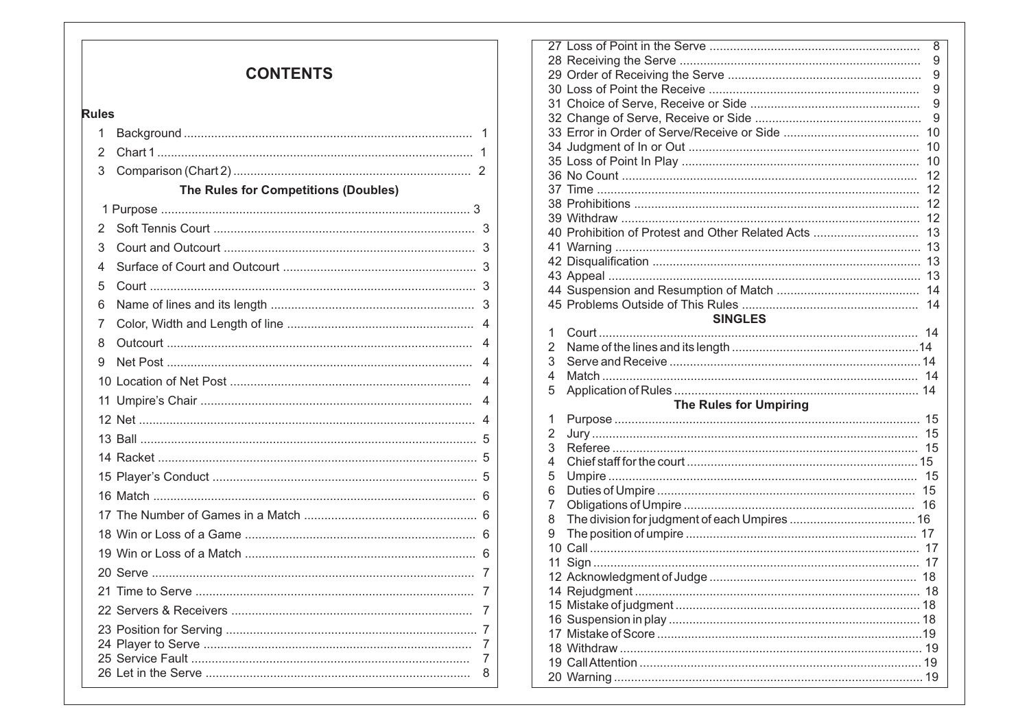# CONTENTS

**Rules**

1 Background .......... 1
2 Chart 1 .......... 1
3 Comparison (Chart 2) .......... 2

## The Rules for Competitions (Doubles)

1 Purpose .......... 3
2 Soft Tennis Court .......... 3
3 Court and Outcourt .......... 3
4 Surface of Court and Outcourt .......... 3
5 Court .......... 3
6 Name of lines and its length .......... 3
7 Color, Width and Length of line .......... 4
8 Outcourt .......... 4
9 Net Post .......... 4
10 Location of Net Post .......... 4
11 Umpire's Chair .......... 4
12 Net .......... 4
13 Ball .......... 5
14 Racket .......... 5
15 Player's Conduct .......... 5
16 Match .......... 6
17 The Number of Games in a Match .......... 6
18 Win or Loss of a Game .......... 6
19 Win or Loss of a Match .......... 6
20 Serve .......... 7
21 Time to Serve .......... 7
22 Servers & Receivers .......... 7
23 Position for Serving .......... 7
24 Player to Serve .......... 7
25 Service Fault .......... 7
26 Let in the Serve .......... 8
27 Loss of Point in the Serve .......... 8
28 Receiving the Serve .......... 9
29 Order of Receiving the Serve .......... 9
30 Loss of Point the Receive .......... 9
31 Choice of Serve, Receive or Side .......... 9
32 Change of Serve, Receive or Side .......... 9
33 Error in Order of Serve/Receive or Side .......... 10
34 Judgment of In or Out .......... 10
35 Loss of Point In Play .......... 10
36 No Count .......... 12
37 Time .......... 12
38 Prohibitions .......... 12
39 Withdraw .......... 12
40 Prohibition of Protest and Other Related Acts .......... 13
41 Warning .......... 13
42 Disqualification .......... 13
43 Appeal .......... 13
44 Suspension and Resumption of Match .......... 14
45 Problems Outside of This Rules .......... 14

## SINGLES

1 Court .......... 14
2 Name of the lines and its length .......... 14
3 Serve and Receive .......... 14
4 Match .......... 14
5 Application of Rules .......... 14

## The Rules for Umpiring

1 Purpose .......... 15
2 Jury .......... 15
3 Referee .......... 15
4 Chief staff for the court .......... 15
5 Umpire .......... 15
6 Duties of Umpire .......... 15
7 Obligations of Umpire .......... 16
8 The division for judgment of each Umpires .......... 16
9 The position of umpire .......... 17
10 Call .......... 17
11 Sign .......... 17
12 Acknowledgment of Judge .......... 18
14 Rejudgment .......... 18
15 Mistake of judgment .......... 18
16 Suspension in play .......... 18
17 Mistake of Score .......... 19
18 Withdraw .......... 19
19 Call Attention .......... 19
20 Warning .......... 19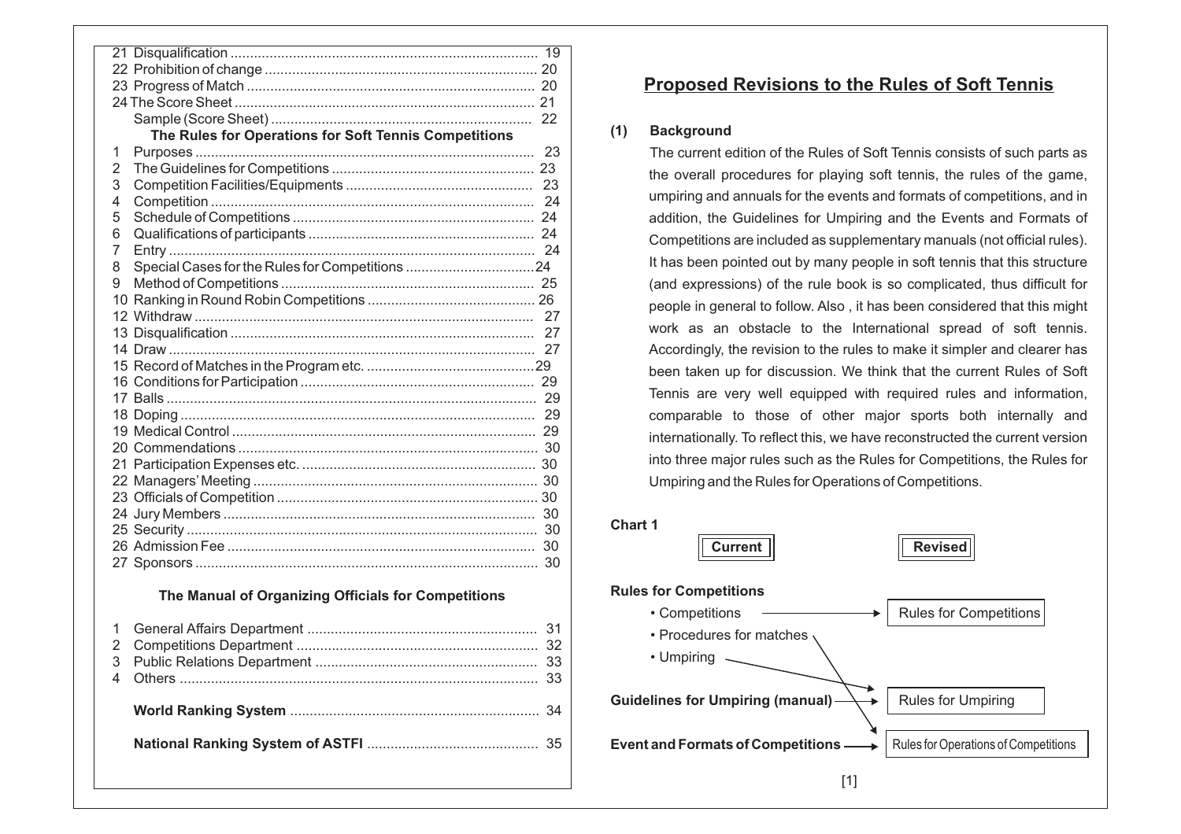21 Disqualification ............................................................................ 19
22 Prohibition of change .................................................................... 20
23 Progress of Match ......................................................................... 20
24 The Score Sheet ............................................................................ 21
Sample (Score Sheet) ....................................................................... 22

**The Rules for Operations for Soft Tennis Competitions**

1 Purposes ........................................................................................ 23
2 The Guidelines for Competitions ..................................................... 23
3 Competition Facilities/Equipments ................................................. 23
4 Competition ..................................................................................... 24
5 Schedule of Competitions ............................................................... 24
6 Qualifications of participants ........................................................... 24
7 Entry ............................................................................................... 24
8 Special Cases for the Rules for Competitions .................................. 24
9 Method of Competitions .................................................................. 25
10 Ranking in Round Robin Competitions .......................................... 26
12 Withdraw ....................................................................................... 27
13 Disqualification .............................................................................. 27
14 Draw .............................................................................................. 27
15 Record of Matches in the Program etc. .......................................... 29
16 Conditions for Participation ............................................................ 29
17 Balls ............................................................................................... 29
18 Doping ........................................................................................... 29
19 Medical Control .............................................................................. 29
20 Commendations ............................................................................. 30
21 Participation Expenses etc. ............................................................ 30
22 Managers' Meeting ......................................................................... 30
23 Officials of Competition ................................................................... 30
24 Jury Members ................................................................................ 30
25 Security .......................................................................................... 30
26 Admission Fee ............................................................................... 30
27 Sponsors ........................................................................................ 30

**The Manual of Organizing Officials for Competitions**

1 General Affairs Department ............................................................ 31
2 Competitions Department ............................................................... 32
3 Public Relations Department ........................................................... 33
4 Others ............................................................................................. 33

**World Ranking System** ................................................................... 34

**National Ranking System of ASTFI** ................................................ 35

# Proposed Revisions to the Rules of Soft Tennis

**(1) Background**

The current edition of the Rules of Soft Tennis consists of such parts as the overall procedures for playing soft tennis, the rules of the game, umpiring and annuals for the events and formats of competitions, and in addition, the Guidelines for Umpiring and the Events and Formats of Competitions are included as supplementary manuals (not official rules). It has been pointed out by many people in soft tennis that this structure (and expressions) of the rule book is so complicated, thus difficult for people in general to follow. Also , it has been considered that this might work as an obstacle to the International spread of soft tennis. Accordingly, the revision to the rules to make it simpler and clearer has been taken up for discussion. We think that the current Rules of Soft Tennis are very well equipped with required rules and information, comparable to those of other major sports both internally and internationally. To reflect this, we have reconstructed the current version into three major rules such as the Rules for Competitions, the Rules for Umpiring and the Rules for Operations of Competitions.

**Chart 1**

| Current | Revised |
|---|---|
| **Rules for Competitions** | |
| • Competitions | → Rules for Competitions |
| • Procedures for matches | → Rules for Operations of Competitions |
| • Umpiring | → Rules for Umpiring |
| **Guidelines for Umpiring (manual)** | → Rules for Umpiring |
| **Event and Formats of Competitions** | → Rules for Operations of Competitions |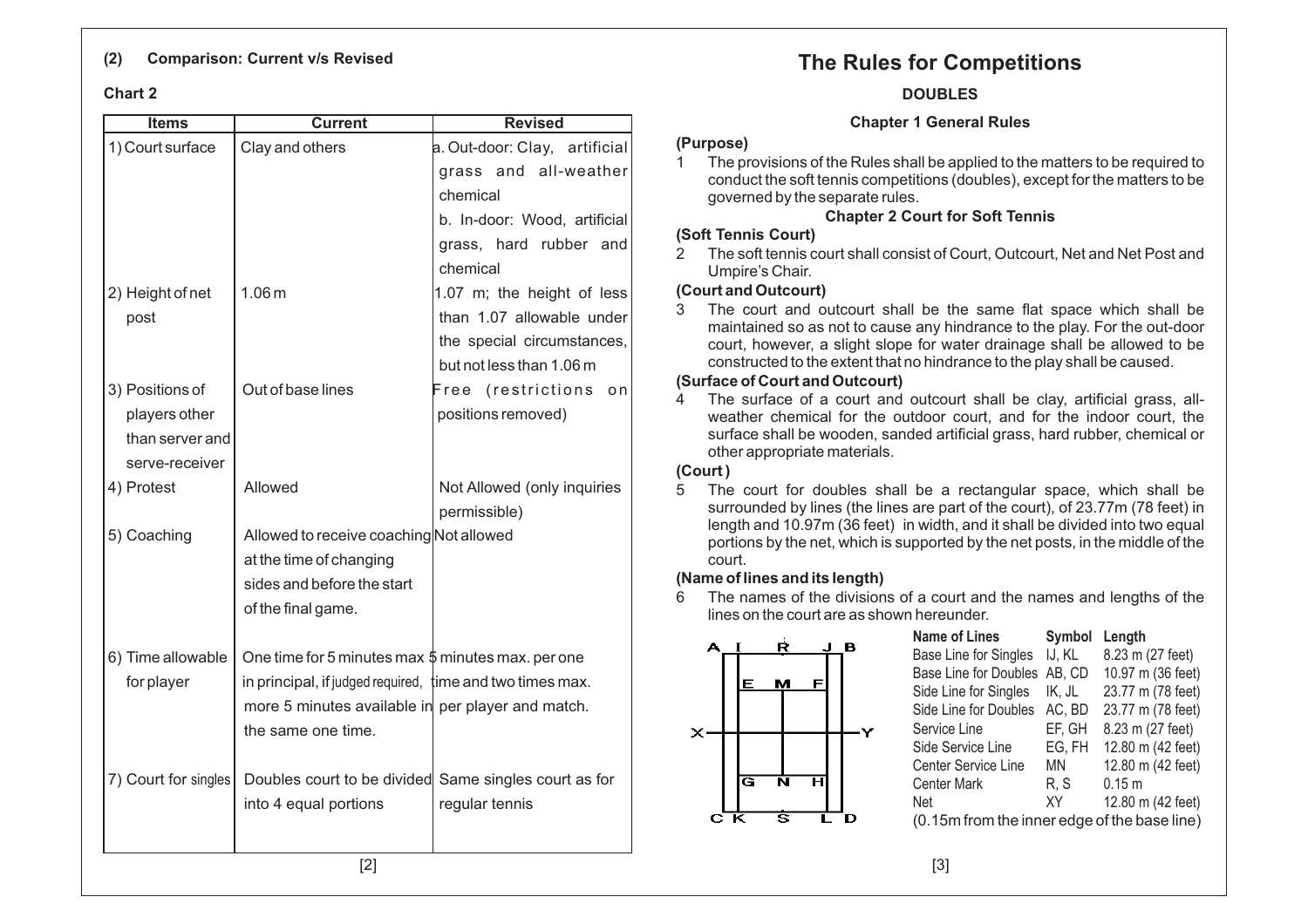## (2) Comparison: Current v/s Revised

### Chart 2

| Items | Current | Revised |
|---|---|---|
| 1) Court surface | Clay and others | a. Out-door: Clay, artificial grass and all-weather chemical<br>b. In-door: Wood, artificial grass, hard rubber and chemical |
| 2) Height of net post | 1.06 m | 1.07 m; the height of less than 1.07 allowable under the special circumstances, but not less than 1.06 m |
| 3) Positions of players other than server and serve-receiver | Out of base lines | Free (restrictions on positions removed) |
| 4) Protest | Allowed | Not Allowed (only inquiries permissible) |
| 5) Coaching | Allowed to receive coaching at the time of changing sides and before the start of the final game. | Not allowed |
| 6) Time allowable for player | One time for 5 minutes max in principal, if judged required, more 5 minutes available in the same one time. | 5 minutes max. per one time and two times max. per player and match. |
| 7) Court for singles | Doubles court to be divided into 4 equal portions | Same singles court as for regular tennis |

# The Rules for Competitions

## DOUBLES

### Chapter 1 General Rules

**(Purpose)**

1 The provisions of the Rules shall be applied to the matters to be required to conduct the soft tennis competitions (doubles), except for the matters to be governed by the separate rules.

### Chapter 2 Court for Soft Tennis

**(Soft Tennis Court)**

2 The soft tennis court shall consist of Court, Outcourt, Net and Net Post and Umpire's Chair.

**(Court and Outcourt)**

3 The court and outcourt shall be the same flat space which shall be maintained so as not to cause any hindrance to the play. For the out-door court, however, a slight slope for water drainage shall be allowed to be constructed to the extent that no hindrance to the play shall be caused.

**(Surface of Court and Outcourt)**

4 The surface of a court and outcourt shall be clay, artificial grass, all-weather chemical for the outdoor court, and for the indoor court, the surface shall be wooden, sanded artificial grass, hard rubber, chemical or other appropriate materials.

**(Court)**

5 The court for doubles shall be a rectangular space, which shall be surrounded by lines (the lines are part of the court), of 23.77m (78 feet) in length and 10.97m (36 feet) in width, and it shall be divided into two equal portions by the net, which is supported by the net posts, in the middle of the court.

**(Name of lines and its length)**

6 The names of the divisions of a court and the names and lengths of the lines on the court are as shown hereunder.

| Name of Lines | Symbol | Length |
|---|---|---|
| Base Line for Singles | IJ, KL | 8.23 m (27 feet) |
| Base Line for Doubles | AB, CD | 10.97 m (36 feet) |
| Side Line for Singles | IK, JL | 23.77 m (78 feet) |
| Side Line for Doubles | AC, BD | 23.77 m (78 feet) |
| Service Line | EF, GH | 8.23 m (27 feet) |
| Side Service Line | EG, FH | 12.80 m (42 feet) |
| Center Service Line | MN | 12.80 m (42 feet) |
| Center Mark | R, S | 0.15 m |
| Net | XY | 12.80 m (42 feet) |

(0.15m from the inner edge of the base line)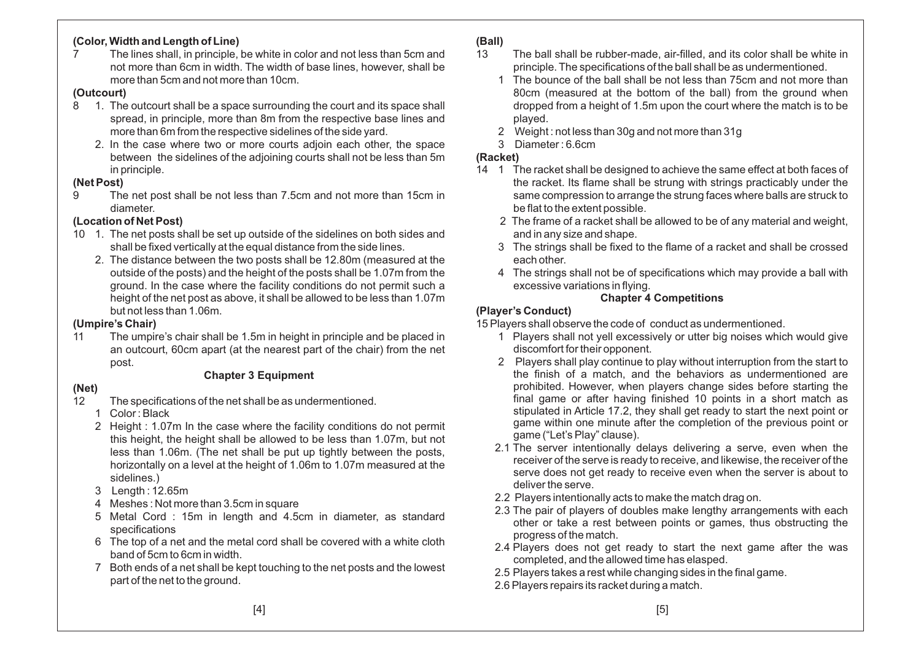**(Color, Width and Length of Line)**

7 The lines shall, in principle, be white in color and not less than 5cm and not more than 6cm in width. The width of base lines, however, shall be more than 5cm and not more than 10cm.

**(Outcourt)**

8 1. The outcourt shall be a space surrounding the court and its space shall spread, in principle, more than 8m from the respective base lines and more than 6m from the respective sidelines of the side yard.

2. In the case where two or more courts adjoin each other, the space between the sidelines of the adjoining courts shall not be less than 5m in principle.

**(Net Post)**

9 The net post shall be not less than 7.5cm and not more than 15cm in diameter.

**(Location of Net Post)**

10 1. The net posts shall be set up outside of the sidelines on both sides and shall be fixed vertically at the equal distance from the side lines.

2. The distance between the two posts shall be 12.80m (measured at the outside of the posts) and the height of the posts shall be 1.07m from the ground. In the case where the facility conditions do not permit such a height of the net post as above, it shall be allowed to be less than 1.07m but not less than 1.06m.

**(Umpire's Chair)**

11 The umpire's chair shall be 1.5m in height in principle and be placed in an outcourt, 60cm apart (at the nearest part of the chair) from the net post.

## Chapter 3 Equipment

**(Net)**

12 The specifications of the net shall be as undermentioned.

1 Color : Black

2 Height : 1.07m In the case where the facility conditions do not permit this height, the height shall be allowed to be less than 1.07m, but not less than 1.06m. (The net shall be put up tightly between the posts, horizontally on a level at the height of 1.06m to 1.07m measured at the sidelines.)

3 Length : 12.65m

4 Meshes : Not more than 3.5cm in square

5 Metal Cord : 15m in length and 4.5cm in diameter, as standard specifications

6 The top of a net and the metal cord shall be covered with a white cloth band of 5cm to 6cm in width.

7 Both ends of a net shall be kept touching to the net posts and the lowest part of the net to the ground.

**(Ball)**

13 The ball shall be rubber-made, air-filled, and its color shall be white in principle. The specifications of the ball shall be as undermentioned.

1 The bounce of the ball shall be not less than 75cm and not more than 80cm (measured at the bottom of the ball) from the ground when dropped from a height of 1.5m upon the court where the match is to be played.

2 Weight : not less than 30g and not more than 31g

3 Diameter : 6.6cm

**(Racket)**

14 1 The racket shall be designed to achieve the same effect at both faces of the racket. Its flame shall be strung with strings practicably under the same compression to arrange the strung faces where balls are struck to be flat to the extent possible.

2 The frame of a racket shall be allowed to be of any material and weight, and in any size and shape.

3 The strings shall be fixed to the flame of a racket and shall be crossed each other.

4 The strings shall not be of specifications which may provide a ball with excessive variations in flying.

## Chapter 4 Competitions

**(Player's Conduct)**

15 Players shall observe the code of conduct as undermentioned.

1 Players shall not yell excessively or utter big noises which would give discomfort for their opponent.

2 Players shall play continue to play without interruption from the start to the finish of a match, and the behaviors as undermentioned are prohibited. However, when players change sides before starting the final game or after having finished 10 points in a short match as stipulated in Article 17.2, they shall get ready to start the next point or game within one minute after the completion of the previous point or game ("Let's Play" clause).

2.1 The server intentionally delays delivering a serve, even when the receiver of the serve is ready to receive, and likewise, the receiver of the serve does not get ready to receive even when the server is about to deliver the serve.

2.2 Players intentionally acts to make the match drag on.

2.3 The pair of players of doubles make lengthy arrangements with each other or take a rest between points or games, thus obstructing the progress of the match.

2.4 Players does not get ready to start the next game after the was completed, and the allowed time has elasped.

2.5 Players takes a rest while changing sides in the final game.

2.6 Players repairs its racket during a match.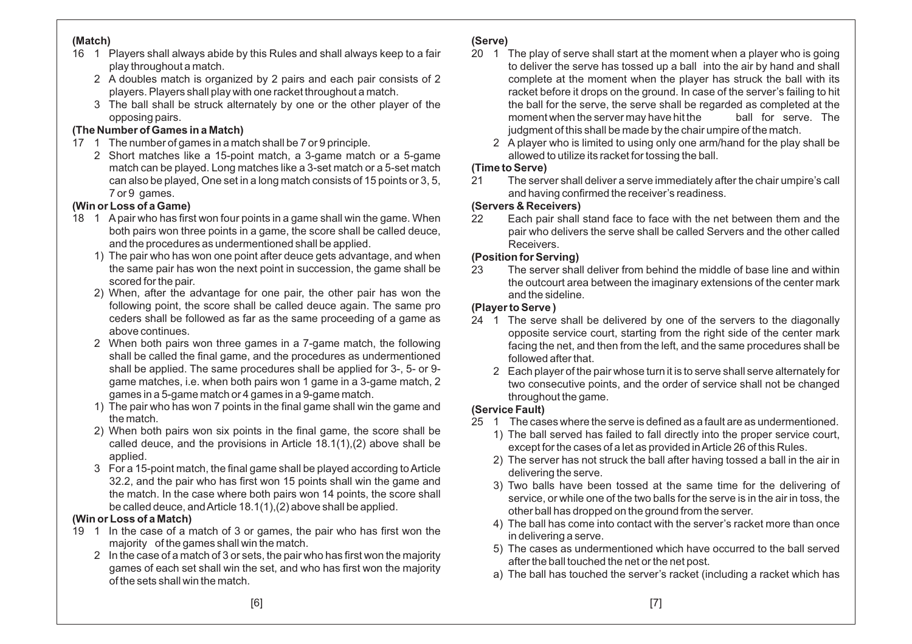**(Match)**

16 1 Players shall always abide by this Rules and shall always keep to a fair play throughout a match.

2 A doubles match is organized by 2 pairs and each pair consists of 2 players. Players shall play with one racket throughout a match.

3 The ball shall be struck alternately by one or the other player of the opposing pairs.

**(The Number of Games in a Match)**

17 1 The number of games in a match shall be 7 or 9 principle.

2 Short matches like a 15-point match, a 3-game match or a 5-game match can be played. Long matches like a 3-set match or a 5-set match can also be played, One set in a long match consists of 15 points or 3, 5, 7 or 9 games.

**(Win or Loss of a Game)**

18 1 A pair who has first won four points in a game shall win the game. When both pairs won three points in a game, the score shall be called deuce, and the procedures as undermentioned shall be applied.

1) The pair who has won one point after deuce gets advantage, and when the same pair has won the next point in succession, the game shall be scored for the pair.

2) When, after the advantage for one pair, the other pair has won the following point, the score shall be called deuce again. The same pro ceders shall be followed as far as the same proceeding of a game as above continues.

2 When both pairs won three games in a 7-game match, the following shall be called the final game, and the procedures as undermentioned shall be applied. The same procedures shall be applied for 3-, 5- or 9-game matches, i.e. when both pairs won 1 game in a 3-game match, 2 games in a 5-game match or 4 games in a 9-game match.

1) The pair who has won 7 points in the final game shall win the game and the match.

2) When both pairs won six points in the final game, the score shall be called deuce, and the provisions in Article 18.1(1),(2) above shall be applied.

3 For a 15-point match, the final game shall be played according to Article 32.2, and the pair who has first won 15 points shall win the game and the match. In the case where both pairs won 14 points, the score shall be called deuce, and Article 18.1(1),(2) above shall be applied.

**(Win or Loss of a Match)**

19 1 In the case of a match of 3 or games, the pair who has first won the majority of the games shall win the match.

2 In the case of a match of 3 or sets, the pair who has first won the majority games of each set shall win the set, and who has first won the majority of the sets shall win the match.

**(Serve)**

20 1 The play of serve shall start at the moment when a player who is going to deliver the serve has tossed up a ball into the air by hand and shall complete at the moment when the player has struck the ball with its racket before it drops on the ground. In case of the server's failing to hit the ball for the serve, the serve shall be regarded as completed at the moment when the server may have hit the ball for serve. The judgment of this shall be made by the chair umpire of the match.

2 A player who is limited to using only one arm/hand for the play shall be allowed to utilize its racket for tossing the ball.

**(Time to Serve)**

21 The server shall deliver a serve immediately after the chair umpire's call and having confirmed the receiver's readiness.

**(Servers & Receivers)**

22 Each pair shall stand face to face with the net between them and the pair who delivers the serve shall be called Servers and the other called Receivers.

**(Position for Serving)**

23 The server shall deliver from behind the middle of base line and within the outcourt area between the imaginary extensions of the center mark and the sideline.

**(Player to Serve )**

24 1 The serve shall be delivered by one of the servers to the diagonally opposite service court, starting from the right side of the center mark facing the net, and then from the left, and the same procedures shall be followed after that.

2 Each player of the pair whose turn it is to serve shall serve alternately for two consecutive points, and the order of service shall not be changed throughout the game.

**(Service Fault)**

25 1 The cases where the serve is defined as a fault are as undermentioned.

1) The ball served has failed to fall directly into the proper service court, except for the cases of a let as provided in Article 26 of this Rules.

2) The server has not struck the ball after having tossed a ball in the air in delivering the serve.

3) Two balls have been tossed at the same time for the delivering of service, or while one of the two balls for the serve is in the air in toss, the other ball has dropped on the ground from the server.

4) The ball has come into contact with the server's racket more than once in delivering a serve.

5) The cases as undermentioned which have occurred to the ball served after the ball touched the net or the net post.

a) The ball has touched the server's racket (including a racket which has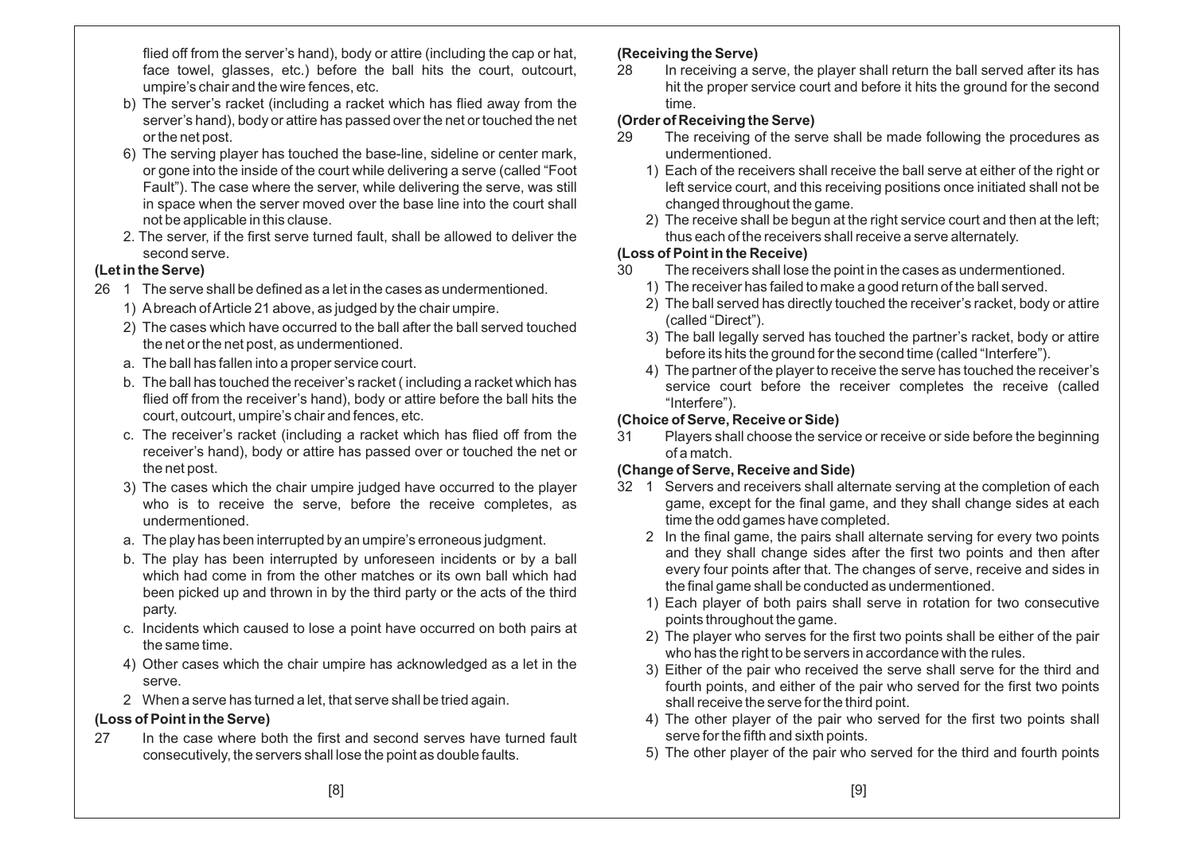flied off from the server's hand), body or attire (including the cap or hat, face towel, glasses, etc.) before the ball hits the court, outcourt, umpire's chair and the wire fences, etc.

b) The server's racket (including a racket which has flied away from the server's hand), body or attire has passed over the net or touched the net or the net post.

6) The serving player has touched the base-line, sideline or center mark, or gone into the inside of the court while delivering a serve (called "Foot Fault"). The case where the server, while delivering the serve, was still in space when the server moved over the base line into the court shall not be applicable in this clause.

2. The server, if the first serve turned fault, shall be allowed to deliver the second serve.

**(Let in the Serve)**

26 1 The serve shall be defined as a let in the cases as undermentioned.

1) A breach of Article 21 above, as judged by the chair umpire.

2) The cases which have occurred to the ball after the ball served touched the net or the net post, as undermentioned.

a. The ball has fallen into a proper service court.

b. The ball has touched the receiver's racket ( including a racket which has flied off from the receiver's hand), body or attire before the ball hits the court, outcourt, umpire's chair and fences, etc.

c. The receiver's racket (including a racket which has flied off from the receiver's hand), body or attire has passed over or touched the net or the net post.

3) The cases which the chair umpire judged have occurred to the player who is to receive the serve, before the receive completes, as undermentioned.

a. The play has been interrupted by an umpire's erroneous judgment.

b. The play has been interrupted by unforeseen incidents or by a ball which had come in from the other matches or its own ball which had been picked up and thrown in by the third party or the acts of the third party.

c. Incidents which caused to lose a point have occurred on both pairs at the same time.

4) Other cases which the chair umpire has acknowledged as a let in the serve.

2 When a serve has turned a let, that serve shall be tried again.

**(Loss of Point in the Serve)**

27 In the case where both the first and second serves have turned fault consecutively, the servers shall lose the point as double faults.

**(Receiving the Serve)**

28 In receiving a serve, the player shall return the ball served after its has hit the proper service court and before it hits the ground for the second time.

**(Order of Receiving the Serve)**

29 The receiving of the serve shall be made following the procedures as undermentioned.

1) Each of the receivers shall receive the ball serve at either of the right or left service court, and this receiving positions once initiated shall not be changed throughout the game.

2) The receive shall be begun at the right service court and then at the left; thus each of the receivers shall receive a serve alternately.

**(Loss of Point in the Receive)**

30 The receivers shall lose the point in the cases as undermentioned.

1) The receiver has failed to make a good return of the ball served.

2) The ball served has directly touched the receiver's racket, body or attire (called "Direct").

3) The ball legally served has touched the partner's racket, body or attire before its hits the ground for the second time (called "Interfere").

4) The partner of the player to receive the serve has touched the receiver's service court before the receiver completes the receive (called "Interfere").

**(Choice of Serve, Receive or Side)**

31 Players shall choose the service or receive or side before the beginning of a match.

**(Change of Serve, Receive and Side)**

32 1 Servers and receivers shall alternate serving at the completion of each game, except for the final game, and they shall change sides at each time the odd games have completed.

2 In the final game, the pairs shall alternate serving for every two points and they shall change sides after the first two points and then after every four points after that. The changes of serve, receive and sides in the final game shall be conducted as undermentioned.

1) Each player of both pairs shall serve in rotation for two consecutive points throughout the game.

2) The player who serves for the first two points shall be either of the pair who has the right to be servers in accordance with the rules.

3) Either of the pair who received the serve shall serve for the third and fourth points, and either of the pair who served for the first two points shall receive the serve for the third point.

4) The other player of the pair who served for the first two points shall serve for the fifth and sixth points.

5) The other player of the pair who served for the third and fourth points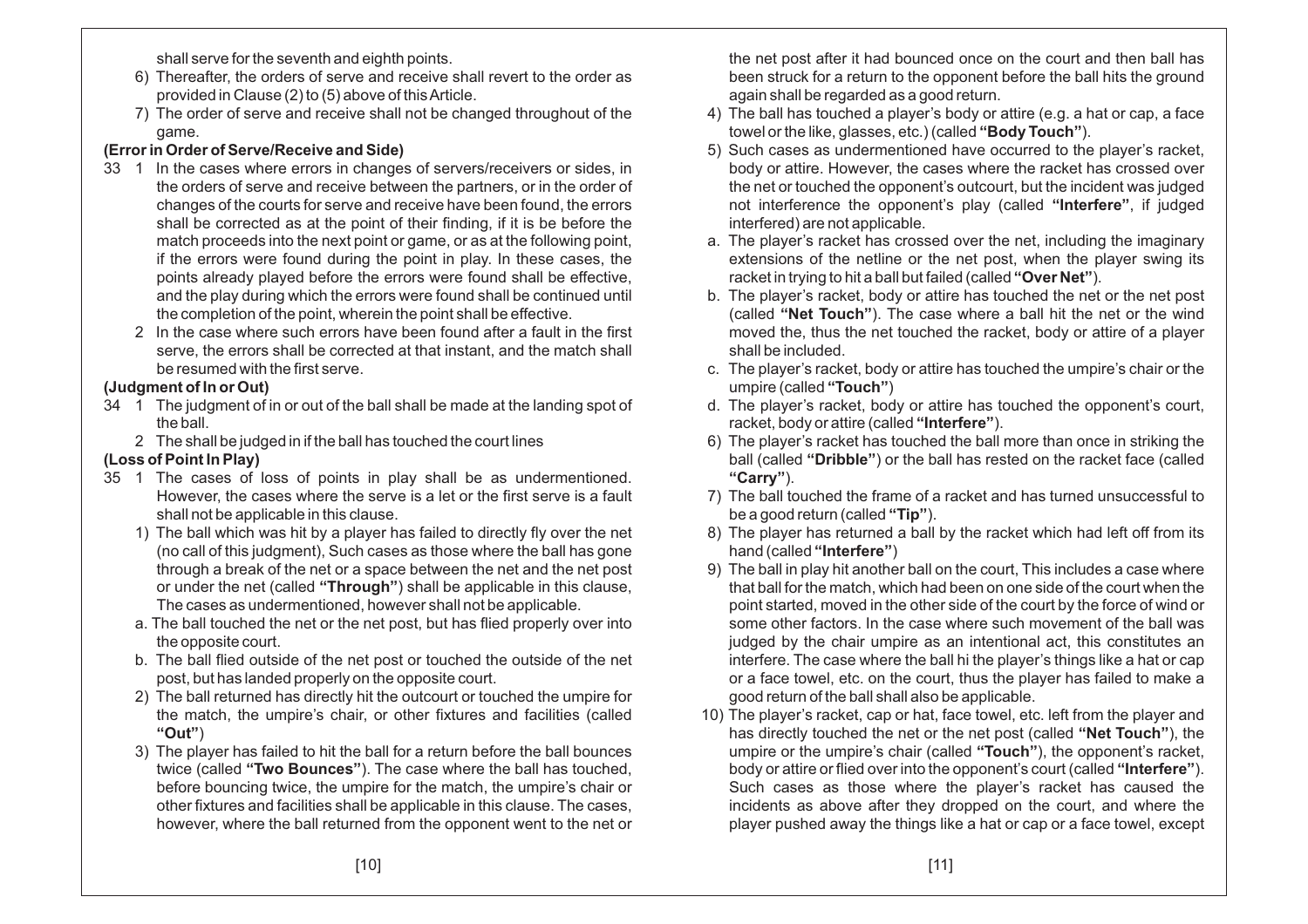shall serve for the seventh and eighth points.

6) Thereafter, the orders of serve and receive shall revert to the order as provided in Clause (2) to (5) above of this Article.
7) The order of serve and receive shall not be changed throughout of the game.

**(Error in Order of Serve/Receive and Side)**

33 1 In the cases where errors in changes of servers/receivers or sides, in the orders of serve and receive between the partners, or in the order of changes of the courts for serve and receive have been found, the errors shall be corrected as at the point of their finding, if it is be before the match proceeds into the next point or game, or as at the following point, if the errors were found during the point in play. In these cases, the points already played before the errors were found shall be effective, and the play during which the errors were found shall be continued until the completion of the point, wherein the point shall be effective.

2 In the case where such errors have been found after a fault in the first serve, the errors shall be corrected at that instant, and the match shall be resumed with the first serve.

**(Judgment of In or Out)**

34 1 The judgment of in or out of the ball shall be made at the landing spot of the ball.

2 The shall be judged in if the ball has touched the court lines

**(Loss of Point In Play)**

35 1 The cases of loss of points in play shall be as undermentioned. However, the cases where the serve is a let or the first serve is a fault shall not be applicable in this clause.

1) The ball which was hit by a player has failed to directly fly over the net (no call of this judgment), Such cases as those where the ball has gone through a break of the net or a space between the net and the net post or under the net (called **"Through"**) shall be applicable in this clause, The cases as undermentioned, however shall not be applicable.

a. The ball touched the net or the net post, but has flied properly over into the opposite court.

b. The ball flied outside of the net post or touched the outside of the net post, but has landed properly on the opposite court.

2) The ball returned has directly hit the outcourt or touched the umpire for the match, the umpire's chair, or other fixtures and facilities (called **"Out"**)

3) The player has failed to hit the ball for a return before the ball bounces twice (called **"Two Bounces"**). The case where the ball has touched, before bouncing twice, the umpire for the match, the umpire's chair or other fixtures and facilities shall be applicable in this clause. The cases, however, where the ball returned from the opponent went to the net or the net post after it had bounced once on the court and then ball has been struck for a return to the opponent before the ball hits the ground again shall be regarded as a good return.

4) The ball has touched a player's body or attire (e.g. a hat or cap, a face towel or the like, glasses, etc.) (called **"Body Touch"**).

5) Such cases as undermentioned have occurred to the player's racket, body or attire. However, the cases where the racket has crossed over the net or touched the opponent's outcourt, but the incident was judged not interference the opponent's play (called **"Interfere"**, if judged interfered) are not applicable.

a. The player's racket has crossed over the net, including the imaginary extensions of the netline or the net post, when the player swing its racket in trying to hit a ball but failed (called **"Over Net"**).

b. The player's racket, body or attire has touched the net or the net post (called **"Net Touch"**). The case where a ball hit the net or the wind moved the, thus the net touched the racket, body or attire of a player shall be included.

c. The player's racket, body or attire has touched the umpire's chair or the umpire (called **"Touch"**)

d. The player's racket, body or attire has touched the opponent's court, racket, body or attire (called **"Interfere"**).

6) The player's racket has touched the ball more than once in striking the ball (called **"Dribble"**) or the ball has rested on the racket face (called **"Carry"**).

7) The ball touched the frame of a racket and has turned unsuccessful to be a good return (called **"Tip"**).

8) The player has returned a ball by the racket which had left off from its hand (called **"Interfere"**)

9) The ball in play hit another ball on the court, This includes a case where that ball for the match, which had been on one side of the court when the point started, moved in the other side of the court by the force of wind or some other factors. In the case where such movement of the ball was judged by the chair umpire as an intentional act, this constitutes an interfere. The case where the ball hi the player's things like a hat or cap or a face towel, etc. on the court, thus the player has failed to make a good return of the ball shall also be applicable.

10) The player's racket, cap or hat, face towel, etc. left from the player and has directly touched the net or the net post (called **"Net Touch"**), the umpire or the umpire's chair (called **"Touch"**), the opponent's racket, body or attire or flied over into the opponent's court (called **"Interfere"**). Such cases as those where the player's racket has caused the incidents as above after they dropped on the court, and where the player pushed away the things like a hat or cap or a face towel, except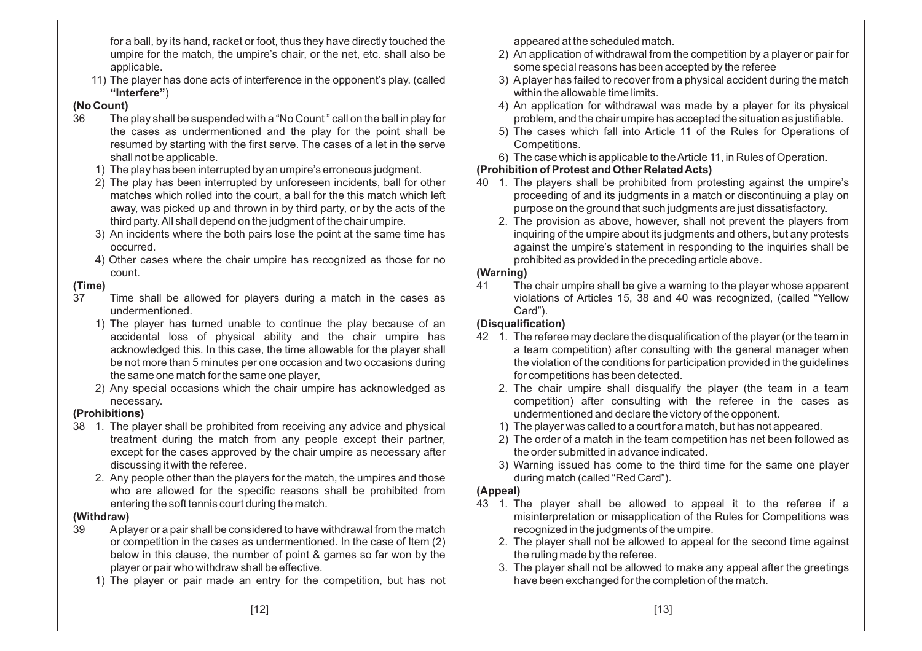for a ball, by its hand, racket or foot, thus they have directly touched the umpire for the match, the umpire's chair, or the net, etc. shall also be applicable.

11) The player has done acts of interference in the opponent's play. (called **"Interfere"**)

**(No Count)**

36 The play shall be suspended with a "No Count " call on the ball in play for the cases as undermentioned and the play for the point shall be resumed by starting with the first serve. The cases of a let in the serve shall not be applicable.

1) The play has been interrupted by an umpire's erroneous judgment.
2) The play has been interrupted by unforeseen incidents, ball for other matches which rolled into the court, a ball for the this match which left away, was picked up and thrown in by third party, or by the acts of the third party. All shall depend on the judgment of the chair umpire.
3) An incidents where the both pairs lose the point at the same time has occurred.
4) Other cases where the chair umpire has recognized as those for no count.

**(Time)**

37 Time shall be allowed for players during a match in the cases as undermentioned.

1) The player has turned unable to continue the play because of an accidental loss of physical ability and the chair umpire has acknowledged this. In this case, the time allowable for the player shall be not more than 5 minutes per one occasion and two occasions during the same one match for the same one player,
2) Any special occasions which the chair umpire has acknowledged as necessary.

**(Prohibitions)**

38 1. The player shall be prohibited from receiving any advice and physical treatment during the match from any people except their partner, except for the cases approved by the chair umpire as necessary after discussing it with the referee.

2. Any people other than the players for the match, the umpires and those who are allowed for the specific reasons shall be prohibited from entering the soft tennis court during the match.

**(Withdraw)**

39 A player or a pair shall be considered to have withdrawal from the match or competition in the cases as undermentioned. In the case of Item (2) below in this clause, the number of point & games so far won by the player or pair who withdraw shall be effective.

1) The player or pair made an entry for the competition, but has not appeared at the scheduled match.
2) An application of withdrawal from the competition by a player or pair for some special reasons has been accepted by the referee
3) A player has failed to recover from a physical accident during the match within the allowable time limits.
4) An application for withdrawal was made by a player for its physical problem, and the chair umpire has accepted the situation as justifiable.
5) The cases which fall into Article 11 of the Rules for Operations of Competitions.
6) The case which is applicable to the Article 11, in Rules of Operation.

**(Prohibition of Protest and Other Related Acts)**

40 1. The players shall be prohibited from protesting against the umpire's proceeding of and its judgments in a match or discontinuing a play on purpose on the ground that such judgments are just dissatisfactory.

2. The provision as above, however, shall not prevent the players from inquiring of the umpire about its judgments and others, but any protests against the umpire's statement in responding to the inquiries shall be prohibited as provided in the preceding article above.

**(Warning)**

41 The chair umpire shall be give a warning to the player whose apparent violations of Articles 15, 38 and 40 was recognized, (called "Yellow Card").

**(Disqualification)**

42 1. The referee may declare the disqualification of the player (or the team in a team competition) after consulting with the general manager when the violation of the conditions for participation provided in the guidelines for competitions has been detected.

2. The chair umpire shall disqualify the player (the team in a team competition) after consulting with the referee in the cases as undermentioned and declare the victory of the opponent.

1) The player was called to a court for a match, but has not appeared.
2) The order of a match in the team competition has net been followed as the order submitted in advance indicated.
3) Warning issued has come to the third time for the same one player during match (called "Red Card").

**(Appeal)**

43 1. The player shall be allowed to appeal it to the referee if a misinterpretation or misapplication of the Rules for Competitions was recognized in the judgments of the umpire.

2. The player shall not be allowed to appeal for the second time against the ruling made by the referee.

3. The player shall not be allowed to make any appeal after the greetings have been exchanged for the completion of the match.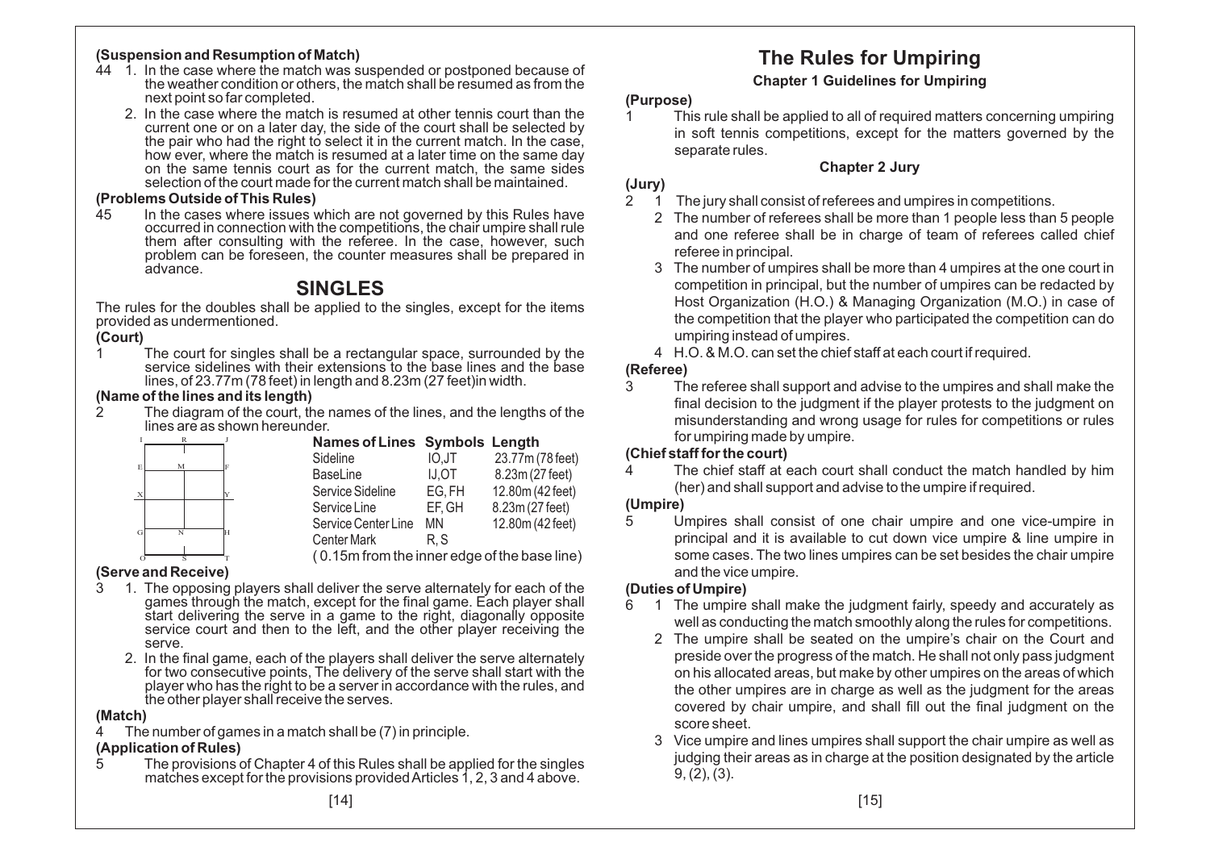**(Suspension and Resumption of Match)**

44 1. In the case where the match was suspended or postponed because of the weather condition or others, the match shall be resumed as from the next point so far completed.

2. In the case where the match is resumed at other tennis court than the current one or on a later day, the side of the court shall be selected by the pair who had the right to select it in the current match. In the case, how ever, where the match is resumed at a later time on the same day on the same tennis court as for the current match, the same sides selection of the court made for the current match shall be maintained.

**(Problems Outside of This Rules)**

45 In the cases where issues which are not governed by this Rules have occurred in connection with the competitions, the chair umpire shall rule them after consulting with the referee. In the case, however, such problem can be foreseen, the counter measures shall be prepared in advance.

## SINGLES

The rules for the doubles shall be applied to the singles, except for the items provided as undermentioned.

**(Court)**

1 The court for singles shall be a rectangular space, surrounded by the service sidelines with their extensions to the base lines and the base lines, of 23.77m (78 feet) in length and 8.23m (27 feet)in width.

**(Name of the lines and its length)**

2 The diagram of the court, the names of the lines, and the lengths of the lines are as shown hereunder.

| Names of Lines | Symbols | Length |
|---|---|---|
| Sideline | IO,JT | 23.77m (78 feet) |
| BaseLine | IJ,OT | 8.23m (27 feet) |
| Service Sideline | EG, FH | 12.80m (42 feet) |
| Service Line | EF, GH | 8.23m (27 feet) |
| Service Center Line | MN | 12.80m (42 feet) |
| Center Mark | R, S | |

( 0.15m from the inner edge of the base line)

**(Serve and Receive)**

3 1. The opposing players shall deliver the serve alternately for each of the games through the match, except for the final game. Each player shall start delivering the serve in a game to the right, diagonally opposite service court and then to the left, and the other player receiving the serve.

2. In the final game, each of the players shall deliver the serve alternately for two consecutive points, The delivery of the serve shall start with the player who has the right to be a server in accordance with the rules, and the other player shall receive the serves.

**(Match)**

4 The number of games in a match shall be (7) in principle.

**(Application of Rules)**

5 The provisions of Chapter 4 of this Rules shall be applied for the singles matches except for the provisions provided Articles 1, 2, 3 and 4 above.

# The Rules for Umpiring

### Chapter 1 Guidelines for Umpiring

**(Purpose)**

1 This rule shall be applied to all of required matters concerning umpiring in soft tennis competitions, except for the matters governed by the separate rules.

### Chapter 2 Jury

**(Jury)**

2 1 The jury shall consist of referees and umpires in competitions.

2 The number of referees shall be more than 1 people less than 5 people and one referee shall be in charge of team of referees called chief referee in principal.

3 The number of umpires shall be more than 4 umpires at the one court in competition in principal, but the number of umpires can be redacted by Host Organization (H.O.) & Managing Organization (M.O.) in case of the competition that the player who participated the competition can do umpiring instead of umpires.

4 H.O. & M.O. can set the chief staff at each court if required.

**(Referee)**

3 The referee shall support and advise to the umpires and shall make the final decision to the judgment if the player protests to the judgment on misunderstanding and wrong usage for rules for competitions or rules for umpiring made by umpire.

**(Chief staff for the court)**

4 The chief staff at each court shall conduct the match handled by him (her) and shall support and advise to the umpire if required.

**(Umpire)**

5 Umpires shall consist of one chair umpire and one vice-umpire in principal and it is available to cut down vice umpire & line umpire in some cases. The two lines umpires can be set besides the chair umpire and the vice umpire.

**(Duties of Umpire)**

6 1 The umpire shall make the judgment fairly, speedy and accurately as well as conducting the match smoothly along the rules for competitions.

2 The umpire shall be seated on the umpire's chair on the Court and preside over the progress of the match. He shall not only pass judgment on his allocated areas, but make by other umpires on the areas of which the other umpires are in charge as well as the judgment for the areas covered by chair umpire, and shall fill out the final judgment on the score sheet.

3 Vice umpire and lines umpires shall support the chair umpire as well as judging their areas as in charge at the position designated by the article 9, (2), (3).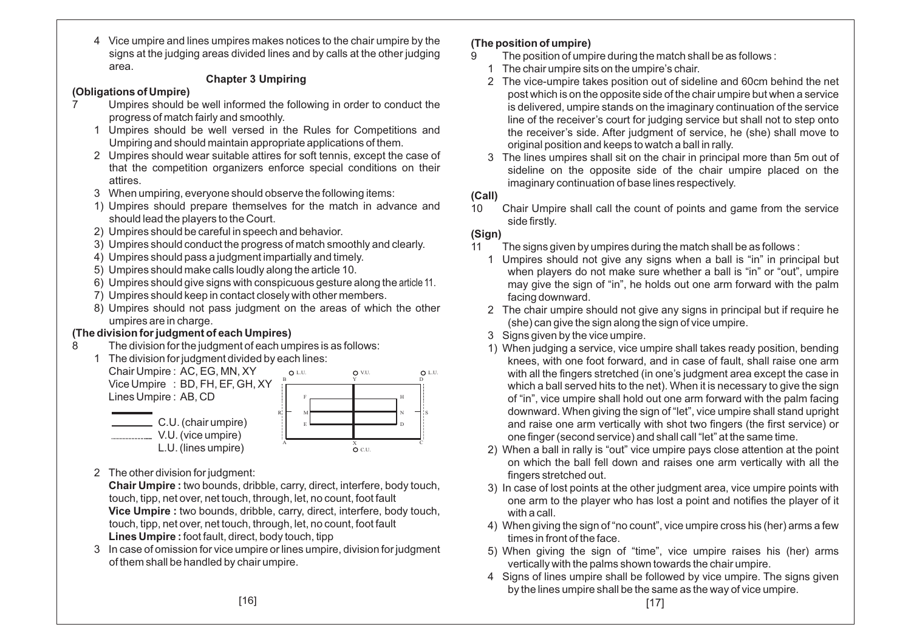4 Vice umpire and lines umpires makes notices to the chair umpire by the signs at the judging areas divided lines and by calls at the other judging area.

## Chapter 3 Umpiring

**(Obligations of Umpire)**

7 Umpires should be well informed the following in order to conduct the progress of match fairly and smoothly.

1 Umpires should be well versed in the Rules for Competitions and Umpiring and should maintain appropriate applications of them.

2 Umpires should wear suitable attires for soft tennis, except the case of that the competition organizers enforce special conditions on their attires.

3 When umpiring, everyone should observe the following items:

1) Umpires should prepare themselves for the match in advance and should lead the players to the Court.
2) Umpires should be careful in speech and behavior.
3) Umpires should conduct the progress of match smoothly and clearly.
4) Umpires should pass a judgment impartially and timely.
5) Umpires should make calls loudly along the article 10.
6) Umpires should give signs with conspicuous gesture along the article 11.
7) Umpires should keep in contact closely with other members.
8) Umpires should not pass judgment on the areas of which the other umpires are in charge.

**(The division for judgment of each Umpires)**

8 The division for the judgment of each umpires is as follows:

1 The division for judgment divided by each lines:

Chair Umpire : AC, EG, MN, XY
Vice Umpire : BD, FH, EF, GH, XY
Lines Umpire : AB, CD

C.U. (chair umpire)
V.U. (vice umpire)
L.U. (lines umpire)

2 The other division for judgment:

**Chair Umpire :** two bounds, dribble, carry, direct, interfere, body touch, touch, tipp, net over, net touch, through, let, no count, foot fault

**Vice Umpire :** two bounds, dribble, carry, direct, interfere, body touch, touch, tipp, net over, net touch, through, let, no count, foot fault

**Lines Umpire :** foot fault, direct, body touch, tipp

3 In case of omission for vice umpire or lines umpire, division for judgment of them shall be handled by chair umpire.

**(The position of umpire)**

9 The position of umpire during the match shall be as follows :

1 The chair umpire sits on the umpire's chair.

2 The vice-umpire takes position out of sideline and 60cm behind the net post which is on the opposite side of the chair umpire but when a service is delivered, umpire stands on the imaginary continuation of the service line of the receiver's court for judging service but shall not to step onto the receiver's side. After judgment of service, he (she) shall move to original position and keeps to watch a ball in rally.

3 The lines umpires shall sit on the chair in principal more than 5m out of sideline on the opposite side of the chair umpire placed on the imaginary continuation of base lines respectively.

**(Call)**

10 Chair Umpire shall call the count of points and game from the service side firstly.

**(Sign)**

11 The signs given by umpires during the match shall be as follows :

1 Umpires should not give any signs when a ball is "in" in principal but when players do not make sure whether a ball is "in" or "out", umpire may give the sign of "in", he holds out one arm forward with the palm facing downward.

2 The chair umpire should not give any signs in principal but if require he (she) can give the sign along the sign of vice umpire.

3 Signs given by the vice umpire.

1) When judging a service, vice umpire shall takes ready position, bending knees, with one foot forward, and in case of fault, shall raise one arm with all the fingers stretched (in one's judgment area except the case in which a ball served hits to the net). When it is necessary to give the sign of "in", vice umpire shall hold out one arm forward with the palm facing downward. When giving the sign of "let", vice umpire shall stand upright and raise one arm vertically with shot two fingers (the first service) or one finger (second service) and shall call "let" at the same time.
2) When a ball in rally is "out" vice umpire pays close attention at the point on which the ball fell down and raises one arm vertically with all the fingers stretched out.
3) In case of lost points at the other judgment area, vice umpire points with one arm to the player who has lost a point and notifies the player of it with a call.
4) When giving the sign of "no count", vice umpire cross his (her) arms a few times in front of the face.
5) When giving the sign of "time", vice umpire raises his (her) arms vertically with the palms shown towards the chair umpire.

4 Signs of lines umpire shall be followed by vice umpire. The signs given by the lines umpire shall be the same as the way of vice umpire.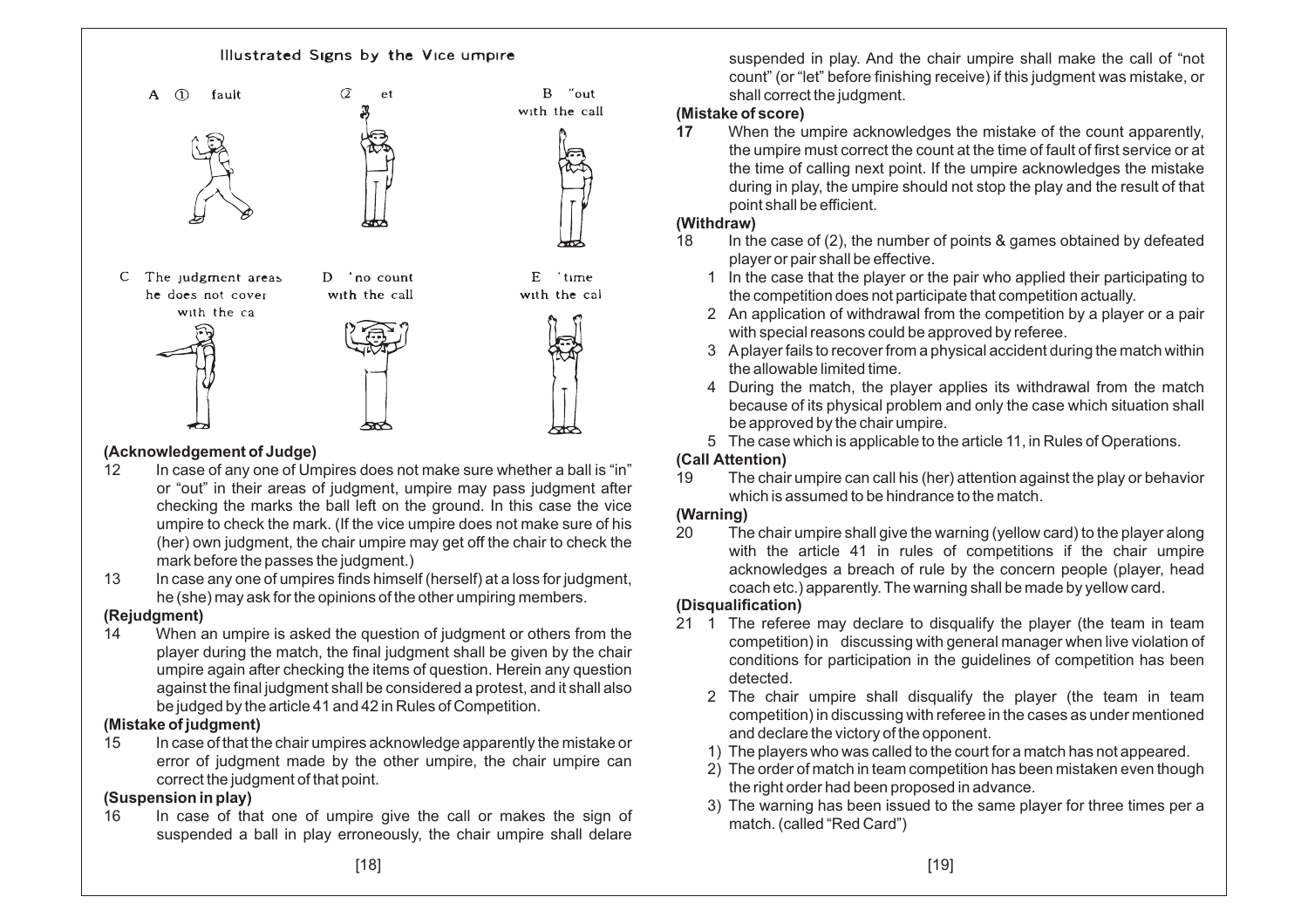### Illustrated Signs by the Vice umpire

A ① fault ② et

B "out with the call

C The judgment areas he does not cover with the ca

D 'no count with the call

E 'time with the cal

**(Acknowledgement of Judge)**

12 In case of any one of Umpires does not make sure whether a ball is "in" or "out" in their areas of judgment, umpire may pass judgment after checking the marks the ball left on the ground. In this case the vice umpire to check the mark. (If the vice umpire does not make sure of his (her) own judgment, the chair umpire may get off the chair to check the mark before the passes the judgment.)

13 In case any one of umpires finds himself (herself) at a loss for judgment, he (she) may ask for the opinions of the other umpiring members.

**(Rejudgment)**

14 When an umpire is asked the question of judgment or others from the player during the match, the final judgment shall be given by the chair umpire again after checking the items of question. Herein any question against the final judgment shall be considered a protest, and it shall also be judged by the article 41 and 42 in Rules of Competition.

**(Mistake of judgment)**

15 In case of that the chair umpires acknowledge apparently the mistake or error of judgment made by the other umpire, the chair umpire can correct the judgment of that point.

**(Suspension in play)**

16 In case of that one of umpire give the call or makes the sign of suspended a ball in play erroneously, the chair umpire shall delare suspended in play. And the chair umpire shall make the call of "not count" (or "let" before finishing receive) if this judgment was mistake, or shall correct the judgment.

**(Mistake of score)**

**17** When the umpire acknowledges the mistake of the count apparently, the umpire must correct the count at the time of fault of first service or at the time of calling next point. If the umpire acknowledges the mistake during in play, the umpire should not stop the play and the result of that point shall be efficient.

**(Withdraw)**

18 In the case of (2), the number of points & games obtained by defeated player or pair shall be effective.

1 In the case that the player or the pair who applied their participating to the competition does not participate that competition actually.

2 An application of withdrawal from the competition by a player or a pair with special reasons could be approved by referee.

3 A player fails to recover from a physical accident during the match within the allowable limited time.

4 During the match, the player applies its withdrawal from the match because of its physical problem and only the case which situation shall be approved by the chair umpire.

5 The case which is applicable to the article 11, in Rules of Operations.

**(Call Attention)**

19 The chair umpire can call his (her) attention against the play or behavior which is assumed to be hindrance to the match.

**(Warning)**

20 The chair umpire shall give the warning (yellow card) to the player along with the article 41 in rules of competitions if the chair umpire acknowledges a breach of rule by the concern people (player, head coach etc.) apparently. The warning shall be made by yellow card.

**(Disqualification)**

21 1 The referee may declare to disqualify the player (the team in team competition) in discussing with general manager when live violation of conditions for participation in the guidelines of competition has been detected.

2 The chair umpire shall disqualify the player (the team in team competition) in discussing with referee in the cases as under mentioned and declare the victory of the opponent.

1) The players who was called to the court for a match has not appeared.

2) The order of match in team competition has been mistaken even though the right order had been proposed in advance.

3) The warning has been issued to the same player for three times per a match. (called "Red Card")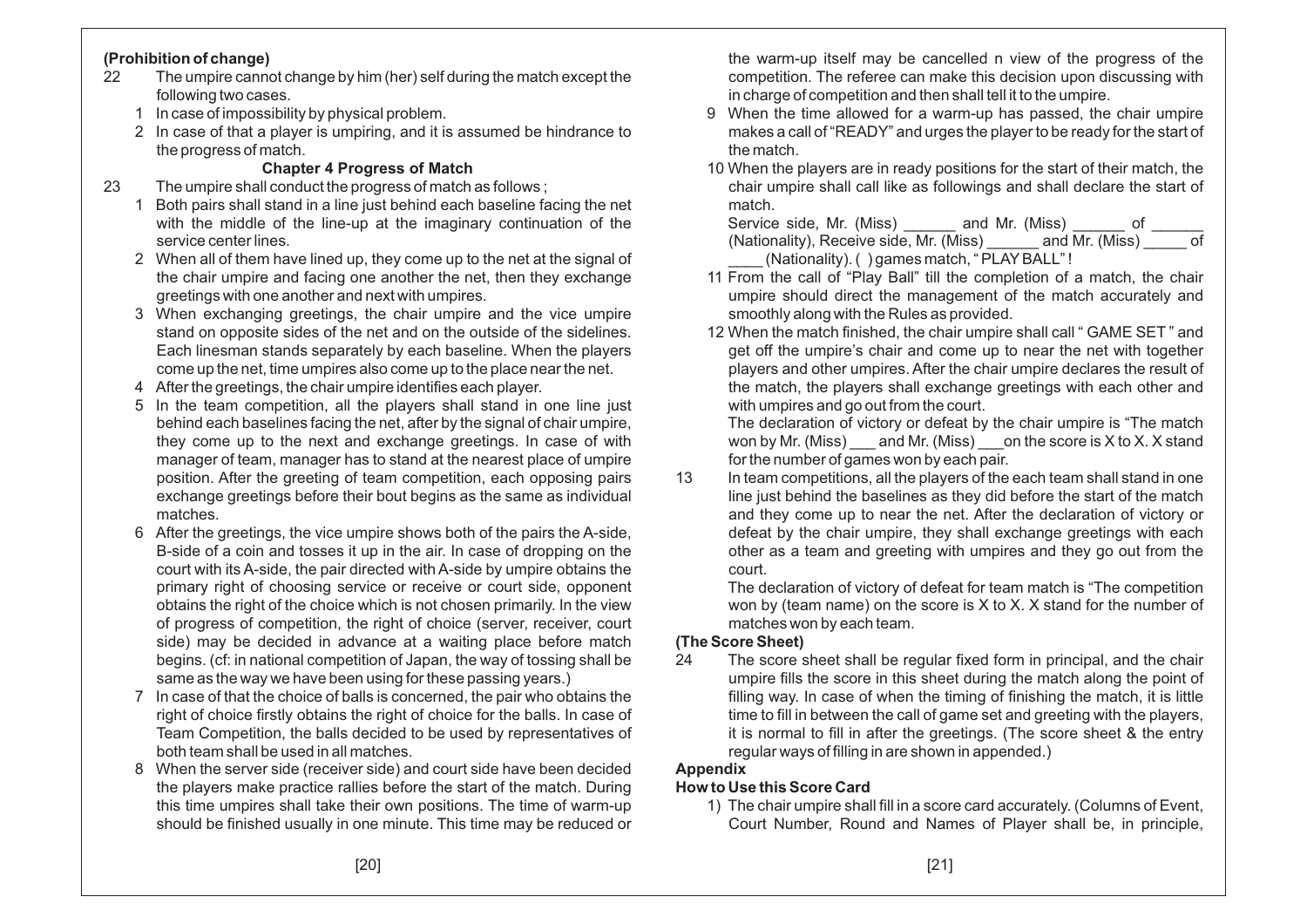**(Prohibition of change)**

22 The umpire cannot change by him (her) self during the match except the following two cases.

1 In case of impossibility by physical problem.
2 In case of that a player is umpiring, and it is assumed be hindrance to the progress of match.

### Chapter 4 Progress of Match

23 The umpire shall conduct the progress of match as follows ;

1 Both pairs shall stand in a line just behind each baseline facing the net with the middle of the line-up at the imaginary continuation of the service center lines.
2 When all of them have lined up, they come up to the net at the signal of the chair umpire and facing one another the net, then they exchange greetings with one another and next with umpires.
3 When exchanging greetings, the chair umpire and the vice umpire stand on opposite sides of the net and on the outside of the sidelines. Each linesman stands separately by each baseline. When the players come up the net, time umpires also come up to the place near the net.
4 After the greetings, the chair umpire identifies each player.
5 In the team competition, all the players shall stand in one line just behind each baselines facing the net, after by the signal of chair umpire, they come up to the next and exchange greetings. In case of with manager of team, manager has to stand at the nearest place of umpire position. After the greeting of team competition, each opposing pairs exchange greetings before their bout begins as the same as individual matches.
6 After the greetings, the vice umpire shows both of the pairs the A-side, B-side of a coin and tosses it up in the air. In case of dropping on the court with its A-side, the pair directed with A-side by umpire obtains the primary right of choosing service or receive or court side, opponent obtains the right of the choice which is not chosen primarily. In the view of progress of competition, the right of choice (server, receiver, court side) may be decided in advance at a waiting place before match begins. (cf: in national competition of Japan, the way of tossing shall be same as the way we have been using for these passing years.)
7 In case of that the choice of balls is concerned, the pair who obtains the right of choice firstly obtains the right of choice for the balls. In case of Team Competition, the balls decided to be used by representatives of both team shall be used in all matches.
8 When the server side (receiver side) and court side have been decided the players make practice rallies before the start of the match. During this time umpires shall take their own positions. The time of warm-up should be finished usually in one minute. This time may be reduced or the warm-up itself may be cancelled n view of the progress of the competition. The referee can make this decision upon discussing with in charge of competition and then shall tell it to the umpire.
9 When the time allowed for a warm-up has passed, the chair umpire makes a call of "READY" and urges the player to be ready for the start of the match.
10 When the players are in ready positions for the start of their match, the chair umpire shall call like as followings and shall declare the start of match.
Service side, Mr. (Miss) ______ and Mr. (Miss) ______ of ______ (Nationality), Receive side, Mr. (Miss) ______ and Mr. (Miss) _____ of ____ (Nationality). ( ) games match, "PLAY BALL"!
11 From the call of "Play Ball" till the completion of a match, the chair umpire should direct the management of the match accurately and smoothly along with the Rules as provided.
12 When the match finished, the chair umpire shall call " GAME SET " and get off the umpire's chair and come up to near the net with together players and other umpires. After the chair umpire declares the result of the match, the players shall exchange greetings with each other and with umpires and go out from the court.
The declaration of victory or defeat by the chair umpire is "The match won by Mr. (Miss) ___ and Mr. (Miss) ___on the score is X to X. X stand for the number of games won by each pair.

13 In team competitions, all the players of the each team shall stand in one line just behind the baselines as they did before the start of the match and they come up to near the net. After the declaration of victory or defeat by the chair umpire, they shall exchange greetings with each other as a team and greeting with umpires and they go out from the court.
The declaration of victory of defeat for team match is "The competition won by (team name) on the score is X to X. X stand for the number of matches won by each team.

**(The Score Sheet)**

24 The score sheet shall be regular fixed form in principal, and the chair umpire fills the score in this sheet during the match along the point of filling way. In case of when the timing of finishing the match, it is little time to fill in between the call of game set and greeting with the players, it is normal to fill in after the greetings. (The score sheet & the entry regular ways of filling in are shown in appended.)

**Appendix**

**How to Use this Score Card**

1) The chair umpire shall fill in a score card accurately. (Columns of Event, Court Number, Round and Names of Player shall be, in principle,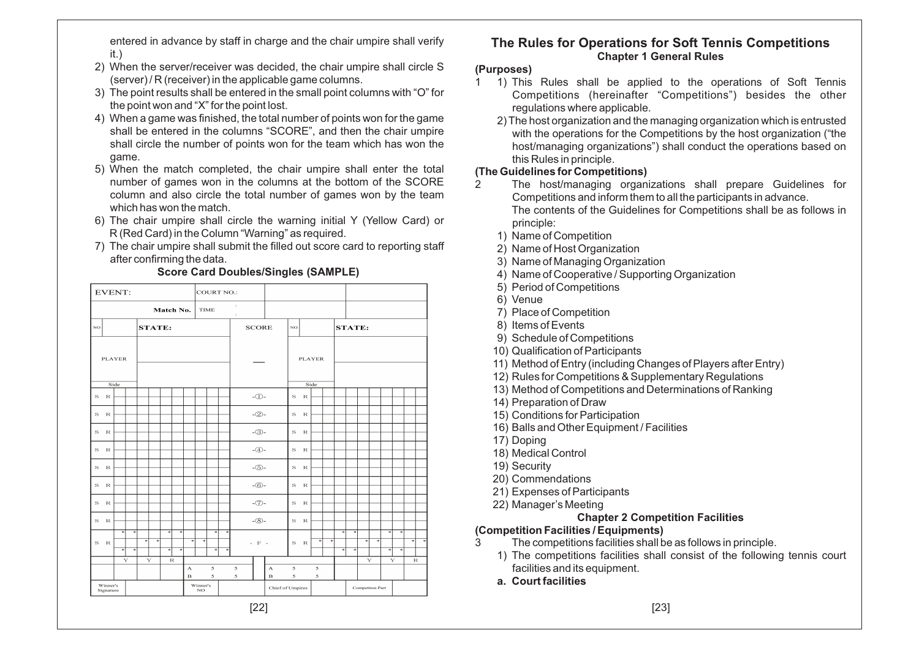entered in advance by staff in charge and the chair umpire shall verify it.)

2) When the server/receiver was decided, the chair umpire shall circle S (server) / R (receiver) in the applicable game columns.
3) The point results shall be entered in the small point columns with "O" for the point won and "X" for the point lost.
4) When a game was finished, the total number of points won for the game shall be entered in the columns "SCORE", and then the chair umpire shall circle the number of points won for the team which has won the game.
5) When the match completed, the chair umpire shall enter the total number of games won in the columns at the bottom of the SCORE column and also circle the total number of games won by the team which has won the match.
6) The chair umpire shall circle the warning initial Y (Yellow Card) or R (Red Card) in the Column "Warning" as required.
7) The chair umpire shall submit the filled out score card to reporting staff after confirming the data.

**Score Card Doubles/Singles (SAMPLE)**

| EVENT: | | COURT NO.: | | | |
|---|---|---|---|---|---|
| | Match No. | TIME | | | |
| NO | STATE: | SCORE | NO | STATE: | |
| PLAYER / Side | | — | PLAYER / Side | | |
| S R | | -①- | S R | | |
| S R | | -②- | S R | | |
| S R | | -③- | S R | | |
| S R | | -④- | S R | | |
| S R | | -⑤- | S R | | |
| S R | | -⑥- | S R | | |
| S R | | -⑦- | S R | | |
| S R | | -⑧- | S R | | |
| S R | | - F - | S R | | |
| | Y Y R | A 5 5 / B 5 5 | A 5 5 / B 5 5 | Y Y R | |
| Winner's Signature | | Winner's NO | Chief of Umpires | Competition Part | |

# The Rules for Operations for Soft Tennis Competitions

## Chapter 1 General Rules

**(Purposes)**

1 1) This Rules shall be applied to the operations of Soft Tennis Competitions (hereinafter "Competitions") besides the other regulations where applicable.

2) The host organization and the managing organization which is entrusted with the operations for the Competitions by the host organization ("the host/managing organizations") shall conduct the operations based on this Rules in principle.

**(The Guidelines for Competitions)**

2 The host/managing organizations shall prepare Guidelines for Competitions and inform them to all the participants in advance.
The contents of the Guidelines for Competitions shall be as follows in principle:

1) Name of Competition
2) Name of Host Organization
3) Name of Managing Organization
4) Name of Cooperative / Supporting Organization
5) Period of Competitions
6) Venue
7) Place of Competition
8) Items of Events
9) Schedule of Competitions
10) Qualification of Participants
11) Method of Entry (including Changes of Players after Entry)
12) Rules for Competitions & Supplementary Regulations
13) Method of Competitions and Determinations of Ranking
14) Preparation of Draw
15) Conditions for Participation
16) Balls and Other Equipment / Facilities
17) Doping
18) Medical Control
19) Security
20) Commendations
21) Expenses of Participants
22) Manager's Meeting

## Chapter 2 Competition Facilities

**(Competition Facilities / Equipments)**

3 The competitions facilities shall be as follows in principle.

1) The competitions facilities shall consist of the following tennis court facilities and its equipment.

**a. Court facilities**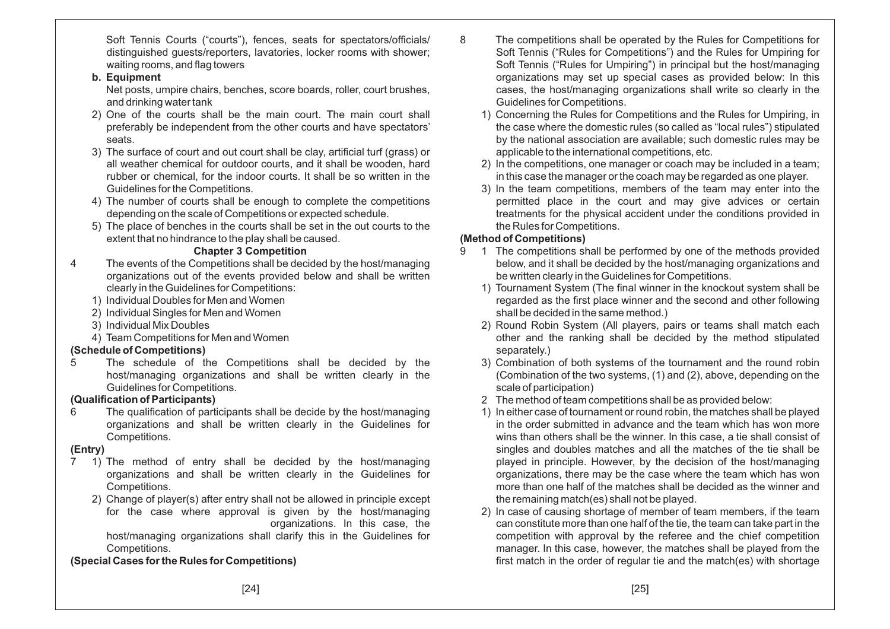Soft Tennis Courts ("courts"), fences, seats for spectators/officials/ distinguished guests/reporters, lavatories, locker rooms with shower; waiting rooms, and flag towers

**b. Equipment**

Net posts, umpire chairs, benches, score boards, roller, court brushes, and drinking water tank

2) One of the courts shall be the main court. The main court shall preferably be independent from the other courts and have spectators' seats.
3) The surface of court and out court shall be clay, artificial turf (grass) or all weather chemical for outdoor courts, and it shall be wooden, hard rubber or chemical, for the indoor courts. It shall be so written in the Guidelines for the Competitions.
4) The number of courts shall be enough to complete the competitions depending on the scale of Competitions or expected schedule.
5) The place of benches in the courts shall be set in the out courts to the extent that no hindrance to the play shall be caused.

## Chapter 3 Competition

4 The events of the Competitions shall be decided by the host/managing organizations out of the events provided below and shall be written clearly in the Guidelines for Competitions:

1) Individual Doubles for Men and Women
2) Individual Singles for Men and Women
3) Individual Mix Doubles
4) Team Competitions for Men and Women

**(Schedule of Competitions)**

5 The schedule of the Competitions shall be decided by the host/managing organizations and shall be written clearly in the Guidelines for Competitions.

**(Qualification of Participants)**

6 The qualification of participants shall be decide by the host/managing organizations and shall be written clearly in the Guidelines for Competitions.

**(Entry)**

7 1) The method of entry shall be decided by the host/managing organizations and shall be written clearly in the Guidelines for Competitions.

2) Change of player(s) after entry shall not be allowed in principle except for the case where approval is given by the host/managing organizations. In this case, the host/managing organizations shall clarify this in the Guidelines for Competitions.

**(Special Cases for the Rules for Competitions)**

8 The competitions shall be operated by the Rules for Competitions for Soft Tennis ("Rules for Competitions") and the Rules for Umpiring for Soft Tennis ("Rules for Umpiring") in principal but the host/managing organizations may set up special cases as provided below: In this cases, the host/managing organizations shall write so clearly in the Guidelines for Competitions.

1) Concerning the Rules for Competitions and the Rules for Umpiring, in the case where the domestic rules (so called as "local rules") stipulated by the national association are available; such domestic rules may be applicable to the international competitions, etc.
2) In the competitions, one manager or coach may be included in a team; in this case the manager or the coach may be regarded as one player.
3) In the team competitions, members of the team may enter into the permitted place in the court and may give advices or certain treatments for the physical accident under the conditions provided in the Rules for Competitions.

**(Method of Competitions)**

9 1 The competitions shall be performed by one of the methods provided below, and it shall be decided by the host/managing organizations and be written clearly in the Guidelines for Competitions.

1) Tournament System (The final winner in the knockout system shall be regarded as the first place winner and the second and other following shall be decided in the same method.)
2) Round Robin System (All players, pairs or teams shall match each other and the ranking shall be decided by the method stipulated separately.)
3) Combination of both systems of the tournament and the round robin (Combination of the two systems, (1) and (2), above, depending on the scale of participation)

2 The method of team competitions shall be as provided below:

1) In either case of tournament or round robin, the matches shall be played in the order submitted in advance and the team which has won more wins than others shall be the winner. In this case, a tie shall consist of singles and doubles matches and all the matches of the tie shall be played in principle. However, by the decision of the host/managing organizations, there may be the case where the team which has won more than one half of the matches shall be decided as the winner and the remaining match(es) shall not be played.
2) In case of causing shortage of member of team members, if the team can constitute more than one half of the tie, the team can take part in the competition with approval by the referee and the chief competition manager. In this case, however, the matches shall be played from the first match in the order of regular tie and the match(es) with shortage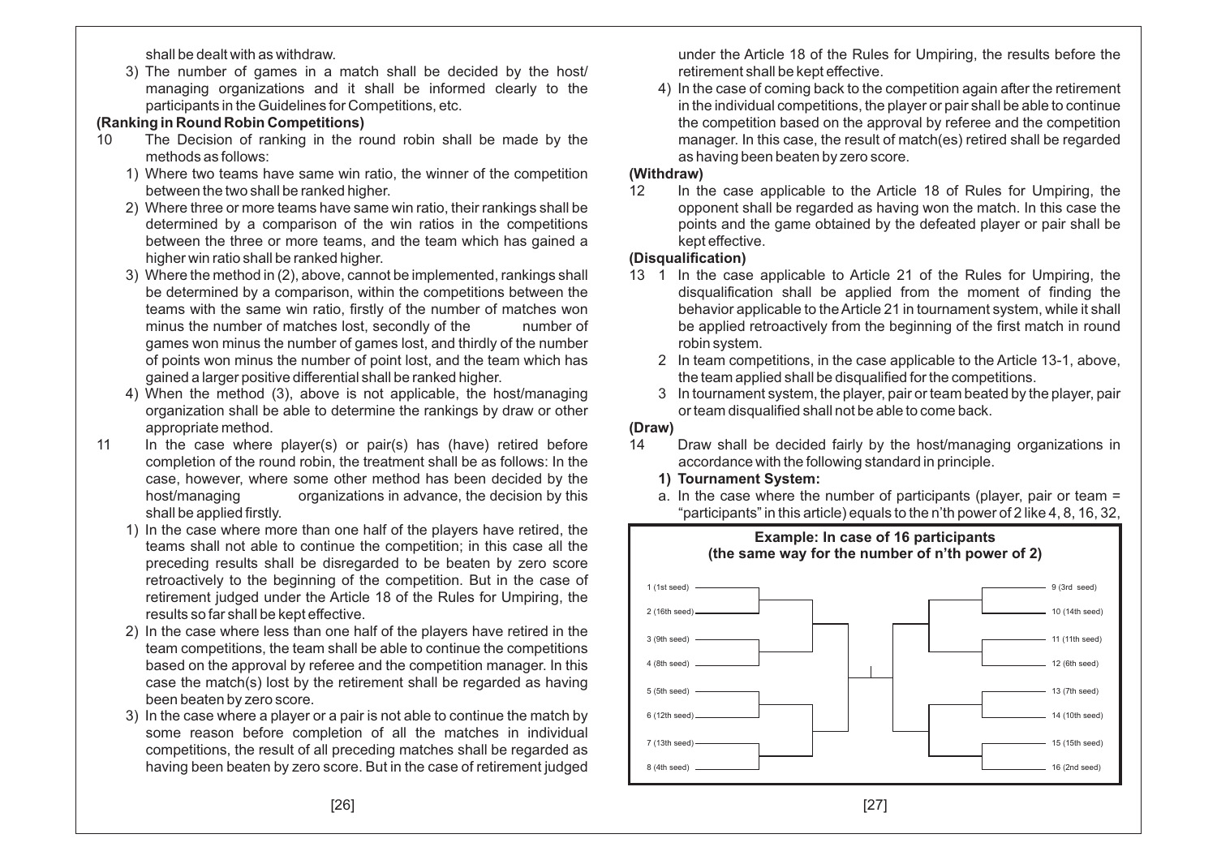shall be dealt with as withdraw.

3) The number of games in a match shall be decided by the host/ managing organizations and it shall be informed clearly to the participants in the Guidelines for Competitions, etc.

**(Ranking in Round Robin Competitions)**

10 The Decision of ranking in the round robin shall be made by the methods as follows:

1) Where two teams have same win ratio, the winner of the competition between the two shall be ranked higher.
2) Where three or more teams have same win ratio, their rankings shall be determined by a comparison of the win ratios in the competitions between the three or more teams, and the team which has gained a higher win ratio shall be ranked higher.
3) Where the method in (2), above, cannot be implemented, rankings shall be determined by a comparison, within the competitions between the teams with the same win ratio, firstly of the number of matches won minus the number of matches lost, secondly of the number of games won minus the number of games lost, and thirdly of the number of points won minus the number of point lost, and the team which has gained a larger positive differential shall be ranked higher.
4) When the method (3), above is not applicable, the host/managing organization shall be able to determine the rankings by draw or other appropriate method.

11 In the case where player(s) or pair(s) has (have) retired before completion of the round robin, the treatment shall be as follows: In the case, however, where some other method has been decided by the host/managing organizations in advance, the decision by this shall be applied firstly.

1) In the case where more than one half of the players have retired, the teams shall not able to continue the competition; in this case all the preceding results shall be disregarded to be beaten by zero score retroactively to the beginning of the competition. But in the case of retirement judged under the Article 18 of the Rules for Umpiring, the results so far shall be kept effective.
2) In the case where less than one half of the players have retired in the team competitions, the team shall be able to continue the competitions based on the approval by referee and the competition manager. In this case the match(s) lost by the retirement shall be regarded as having been beaten by zero score.
3) In the case where a player or a pair is not able to continue the match by some reason before completion of all the matches in individual competitions, the result of all preceding matches shall be regarded as having been beaten by zero score. But in the case of retirement judged under the Article 18 of the Rules for Umpiring, the results before the retirement shall be kept effective.
4) In the case of coming back to the competition again after the retirement in the individual competitions, the player or pair shall be able to continue the competition based on the approval by referee and the competition manager. In this case, the result of match(es) retired shall be regarded as having been beaten by zero score.

**(Withdraw)**

12 In the case applicable to the Article 18 of Rules for Umpiring, the opponent shall be regarded as having won the match. In this case the points and the game obtained by the defeated player or pair shall be kept effective.

**(Disqualification)**

13 1 In the case applicable to Article 21 of the Rules for Umpiring, the disqualification shall be applied from the moment of finding the behavior applicable to the Article 21 in tournament system, while it shall be applied retroactively from the beginning of the first match in round robin system.

2 In team competitions, in the case applicable to the Article 13-1, above, the team applied shall be disqualified for the competitions.

3 In tournament system, the player, pair or team beated by the player, pair or team disqualified shall not be able to come back.

**(Draw)**

14 Draw shall be decided fairly by the host/managing organizations in accordance with the following standard in principle.

**1) Tournament System:**

a. In the case where the number of participants (player, pair or team = "participants" in this article) equals to the n'th power of 2 like 4, 8, 16, 32,

**Example: In case of 16 participants (the same way for the number of n'th power of 2)**

| Left half | Right half |
|---|---|
| 1 (1st seed) | 9 (3rd seed) |
| 2 (16th seed) | 10 (14th seed) |
| 3 (9th seed) | 11 (11th seed) |
| 4 (8th seed) | 12 (6th seed) |
| 5 (5th seed) | 13 (7th seed) |
| 6 (12th seed) | 14 (10th seed) |
| 7 (13th seed) | 15 (15th seed) |
| 8 (4th seed) | 16 (2nd seed) |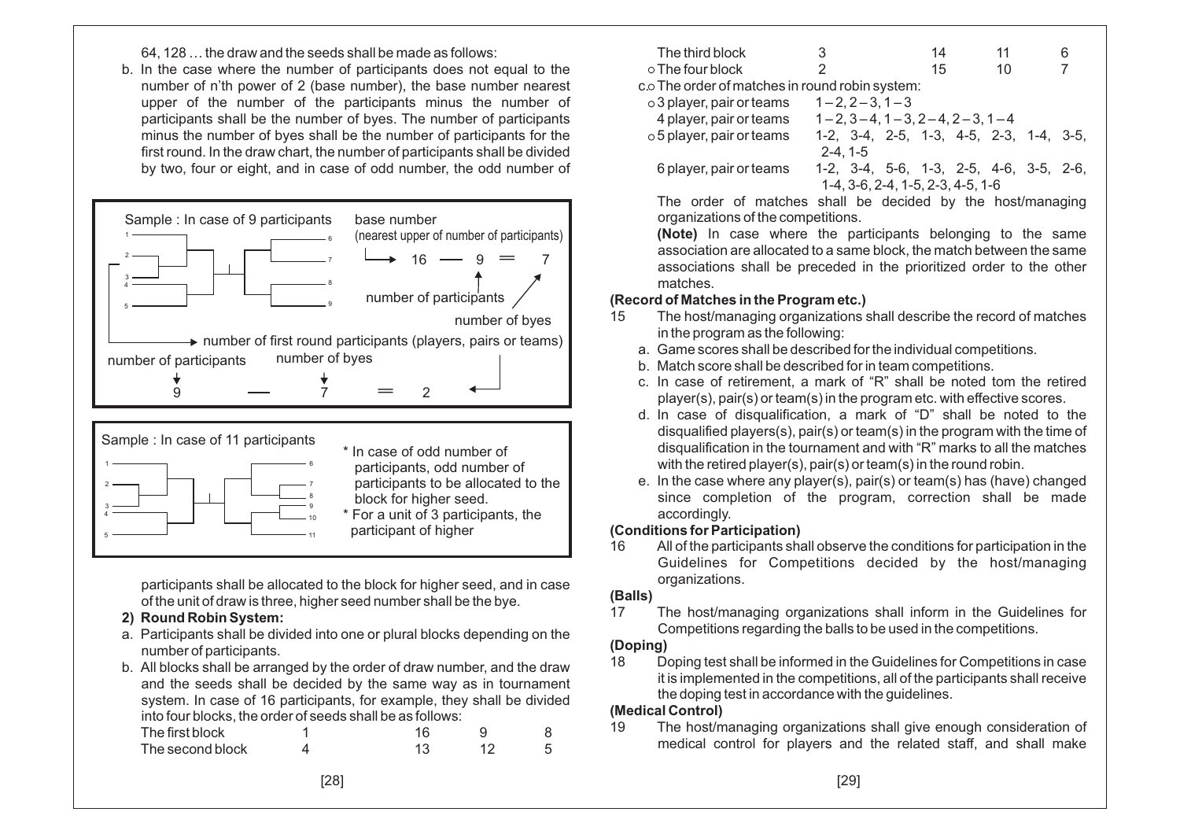64, 128 … the draw and the seeds shall be made as follows:

b. In the case where the number of participants does not equal to the number of n'th power of 2 (base number), the base number nearest upper of the number of the participants minus the number of participants shall be the number of byes. The number of participants minus the number of byes shall be the number of participants for the first round. In the draw chart, the number of participants shall be divided by two, four or eight, and in case of odd number, the odd number of

Sample : In case of 9 participants

base number (nearest upper of number of participants) 16 — 9 = 7

number of participants

number of byes

number of first round participants (players, pairs or teams)

number of participants — number of byes

9 — 7 = 2

Sample : In case of 11 participants

* In case of odd number of participants, odd number of participants to be allocated to the block for higher seed.
* For a unit of 3 participants, the participant of higher

participants shall be allocated to the block for higher seed, and in case of the unit of draw is three, higher seed number shall be the bye.

**2) Round Robin System:**

a. Participants shall be divided into one or plural blocks depending on the number of participants.

b. All blocks shall be arranged by the order of draw number, and the draw and the seeds shall be decided by the same way as in tournament system. In case of 16 participants, for example, they shall be divided into four blocks, the order of seeds shall be as follows:

| | | | | |
|---|---|---|---|---|
| The first block | 1 | 16 | 9 | 8 |
| The second block | 4 | 13 | 12 | 5 |
| The third block | 3 | 14 | 11 | 6 |
| The four block | 2 | 15 | 10 | 7 |

c. The order of matches in round robin system:

| | |
|---|---|
| 3 player, pair or teams | 1 – 2, 2 – 3, 1 – 3 |
| 4 player, pair or teams | 1 – 2, 3 – 4, 1 – 3, 2 – 4, 2 – 3, 1 – 4 |
| 5 player, pair or teams | 1-2, 3-4, 2-5, 1-3, 4-5, 2-3, 1-4, 3-5, 2-4, 1-5 |
| 6 player, pair or teams | 1-2, 3-4, 5-6, 1-3, 2-5, 4-6, 3-5, 2-6, 1-4, 3-6, 2-4, 1-5, 2-3, 4-5, 1-6 |

The order of matches shall be decided by the host/managing organizations of the competitions.

**(Note)** In case where the participants belonging to the same association are allocated to a same block, the match between the same associations shall be preceded in the prioritized order to the other matches.

### (Record of Matches in the Program etc.)

15 The host/managing organizations shall describe the record of matches in the program as the following:

a. Game scores shall be described for the individual competitions.

b. Match score shall be described for in team competitions.

c. In case of retirement, a mark of "R" shall be noted tom the retired player(s), pair(s) or team(s) in the program etc. with effective scores.

d. In case of disqualification, a mark of "D" shall be noted to the disqualified players(s), pair(s) or team(s) in the program with the time of disqualification in the tournament and with "R" marks to all the matches with the retired player(s), pair(s) or team(s) in the round robin.

e. In the case where any player(s), pair(s) or team(s) has (have) changed since completion of the program, correction shall be made accordingly.

### (Conditions for Participation)

16 All of the participants shall observe the conditions for participation in the Guidelines for Competitions decided by the host/managing organizations.

### (Balls)

17 The host/managing organizations shall inform in the Guidelines for Competitions regarding the balls to be used in the competitions.

### (Doping)

18 Doping test shall be informed in the Guidelines for Competitions in case it is implemented in the competitions, all of the participants shall receive the doping test in accordance with the guidelines.

### (Medical Control)

19 The host/managing organizations shall give enough consideration of medical control for players and the related staff, and shall make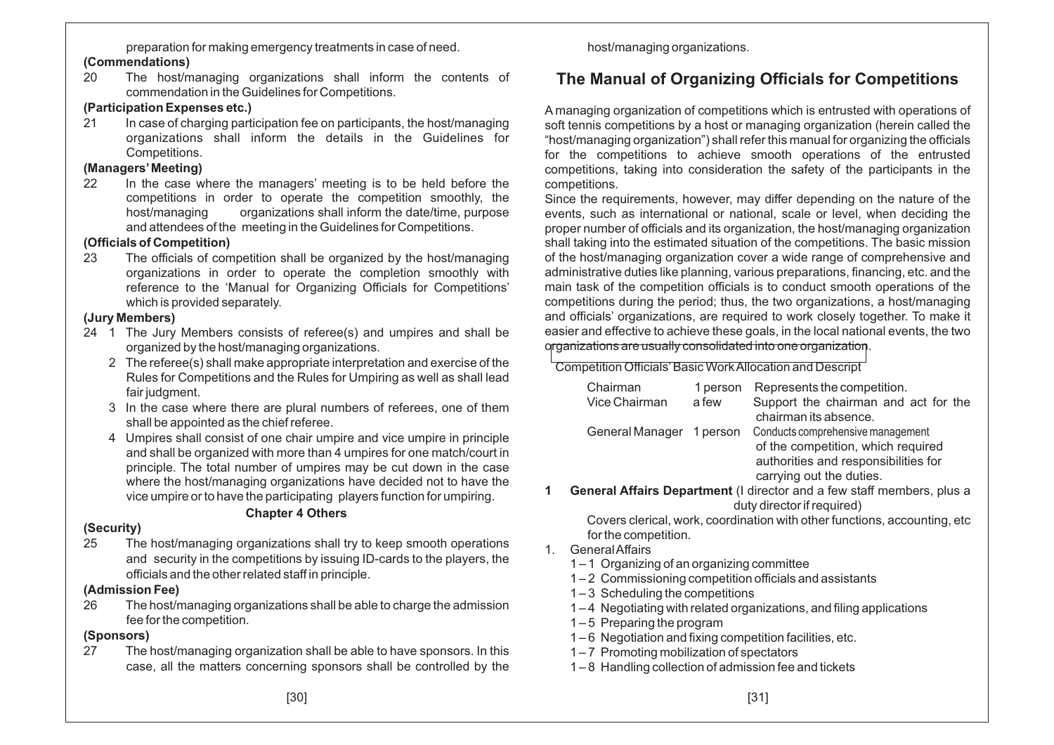preparation for making emergency treatments in case of need.

**(Commendations)**

20 The host/managing organizations shall inform the contents of commendation in the Guidelines for Competitions.

**(Participation Expenses etc.)**

21 In case of charging participation fee on participants, the host/managing organizations shall inform the details in the Guidelines for Competitions.

**(Managers' Meeting)**

22 In the case where the managers' meeting is to be held before the competitions in order to operate the competition smoothly, the host/managing organizations shall inform the date/time, purpose and attendees of the meeting in the Guidelines for Competitions.

**(Officials of Competition)**

23 The officials of competition shall be organized by the host/managing organizations in order to operate the completion smoothly with reference to the 'Manual for Organizing Officials for Competitions' which is provided separately.

**(Jury Members)**

24 1 The Jury Members consists of referee(s) and umpires and shall be organized by the host/managing organizations.

2 The referee(s) shall make appropriate interpretation and exercise of the Rules for Competitions and the Rules for Umpiring as well as shall lead fair judgment.

3 In the case where there are plural numbers of referees, one of them shall be appointed as the chief referee.

4 Umpires shall consist of one chair umpire and vice umpire in principle and shall be organized with more than 4 umpires for one match/court in principle. The total number of umpires may be cut down in the case where the host/managing organizations have decided not to have the vice umpire or to have the participating players function for umpiring.

### Chapter 4 Others

**(Security)**

25 The host/managing organizations shall try to keep smooth operations and security in the competitions by issuing ID-cards to the players, the officials and the other related staff in principle.

**(Admission Fee)**

26 The host/managing organizations shall be able to charge the admission fee for the competition.

**(Sponsors)**

27 The host/managing organization shall be able to have sponsors. In this case, all the matters concerning sponsors shall be controlled by the host/managing organizations.

## The Manual of Organizing Officials for Competitions

A managing organization of competitions which is entrusted with operations of soft tennis competitions by a host or managing organization (herein called the "host/managing organization") shall refer this manual for organizing the officials for the competitions to achieve smooth operations of the entrusted competitions, taking into consideration the safety of the participants in the competitions.

Since the requirements, however, may differ depending on the nature of the events, such as international or national, scale or level, when deciding the proper number of officials and its organization, the host/managing organization shall taking into the estimated situation of the competitions. The basic mission of the host/managing organization cover a wide range of comprehensive and administrative duties like planning, various preparations, financing, etc. and the main task of the competition officials is to conduct smooth operations of the competitions during the period; thus, the two organizations, a host/managing and officials' organizations, are required to work closely together. To make it easier and effective to achieve these goals, in the local national events, the two organizations are usually consolidated into one organization.

Competition Officials' Basic Work Allocation and Descript

| | | |
|---|---|---|
| Chairman | 1 person | Represents the competition. |
| Vice Chairman | a few | Support the chairman and act for the chairman its absence. |
| General Manager | 1 person | Conducts comprehensive management of the competition, which required authorities and responsibilities for carrying out the duties. |

**1 General Affairs Department** (I director and a few staff members, plus a duty director if required)

Covers clerical, work, coordination with other functions, accounting, etc for the competition.

1. General Affairs
   - 1 – 1 Organizing of an organizing committee
   - 1 – 2 Commissioning competition officials and assistants
   - 1 – 3 Scheduling the competitions
   - 1 – 4 Negotiating with related organizations, and filing applications
   - 1 – 5 Preparing the program
   - 1 – 6 Negotiation and fixing competition facilities, etc.
   - 1 – 7 Promoting mobilization of spectators
   - 1 – 8 Handling collection of admission fee and tickets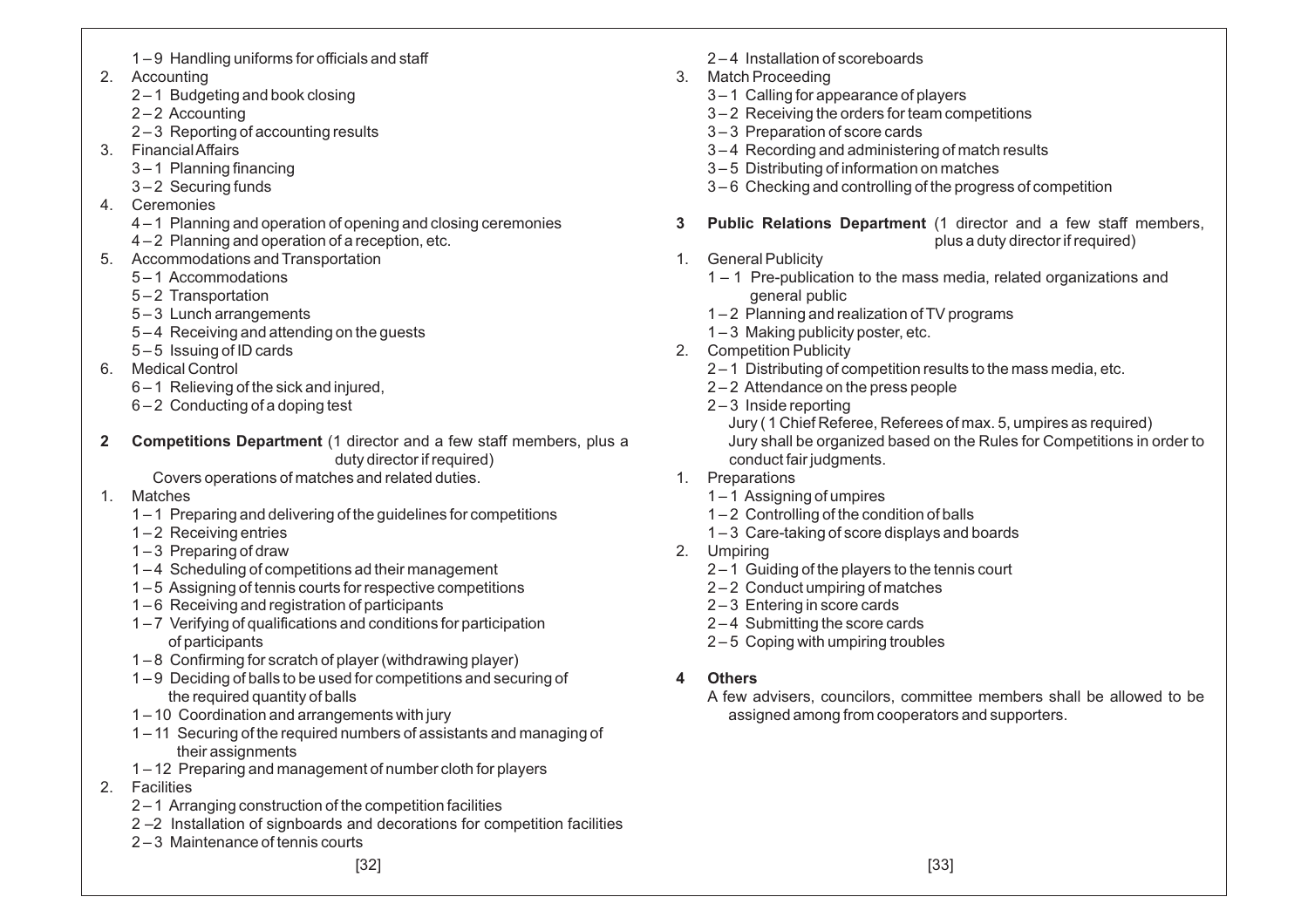1 – 9 Handling uniforms for officials and staff

2. Accounting
   - 2 – 1 Budgeting and book closing
   - 2 – 2 Accounting
   - 2 – 3 Reporting of accounting results
3. Financial Affairs
   - 3 – 1 Planning financing
   - 3 – 2 Securing funds
4. Ceremonies
   - 4 – 1 Planning and operation of opening and closing ceremonies
   - 4 – 2 Planning and operation of a reception, etc.
5. Accommodations and Transportation
   - 5 – 1 Accommodations
   - 5 – 2 Transportation
   - 5 – 3 Lunch arrangements
   - 5 – 4 Receiving and attending on the guests
   - 5 – 5 Issuing of ID cards
6. Medical Control
   - 6 – 1 Relieving of the sick and injured,
   - 6 – 2 Conducting of a doping test

**2 Competitions Department** (1 director and a few staff members, plus a duty director if required)

Covers operations of matches and related duties.

1. Matches
   - 1 – 1 Preparing and delivering of the guidelines for competitions
   - 1 – 2 Receiving entries
   - 1 – 3 Preparing of draw
   - 1 – 4 Scheduling of competitions ad their management
   - 1 – 5 Assigning of tennis courts for respective competitions
   - 1 – 6 Receiving and registration of participants
   - 1 – 7 Verifying of qualifications and conditions for participation of participants
   - 1 – 8 Confirming for scratch of player (withdrawing player)
   - 1 – 9 Deciding of balls to be used for competitions and securing of the required quantity of balls
   - 1 – 10 Coordination and arrangements with jury
   - 1 – 11 Securing of the required numbers of assistants and managing of their assignments
   - 1 – 12 Preparing and management of number cloth for players
2. Facilities
   - 2 – 1 Arranging construction of the competition facilities
   - 2 –2 Installation of signboards and decorations for competition facilities
   - 2 – 3 Maintenance of tennis courts
   - 2 – 4 Installation of scoreboards
3. Match Proceeding
   - 3 – 1 Calling for appearance of players
   - 3 – 2 Receiving the orders for team competitions
   - 3 – 3 Preparation of score cards
   - 3 – 4 Recording and administering of match results
   - 3 – 5 Distributing of information on matches
   - 3 – 6 Checking and controlling of the progress of competition

**3 Public Relations Department** (1 director and a few staff members, plus a duty director if required)

1. General Publicity
   - 1 – 1 Pre-publication to the mass media, related organizations and general public
   - 1 – 2 Planning and realization of TV programs
   - 1 – 3 Making publicity poster, etc.
2. Competition Publicity
   - 2 – 1 Distributing of competition results to the mass media, etc.
   - 2 – 2 Attendance on the press people
   - 2 – 3 Inside reporting

Jury ( 1 Chief Referee, Referees of max. 5, umpires as required)

Jury shall be organized based on the Rules for Competitions in order to conduct fair judgments.

1. Preparations
   - 1 – 1 Assigning of umpires
   - 1 – 2 Controlling of the condition of balls
   - 1 – 3 Care-taking of score displays and boards
2. Umpiring
   - 2 – 1 Guiding of the players to the tennis court
   - 2 – 2 Conduct umpiring of matches
   - 2 – 3 Entering in score cards
   - 2 – 4 Submitting the score cards
   - 2 – 5 Coping with umpiring troubles

**4 Others**

A few advisers, councilors, committee members shall be allowed to be assigned among from cooperators and supporters.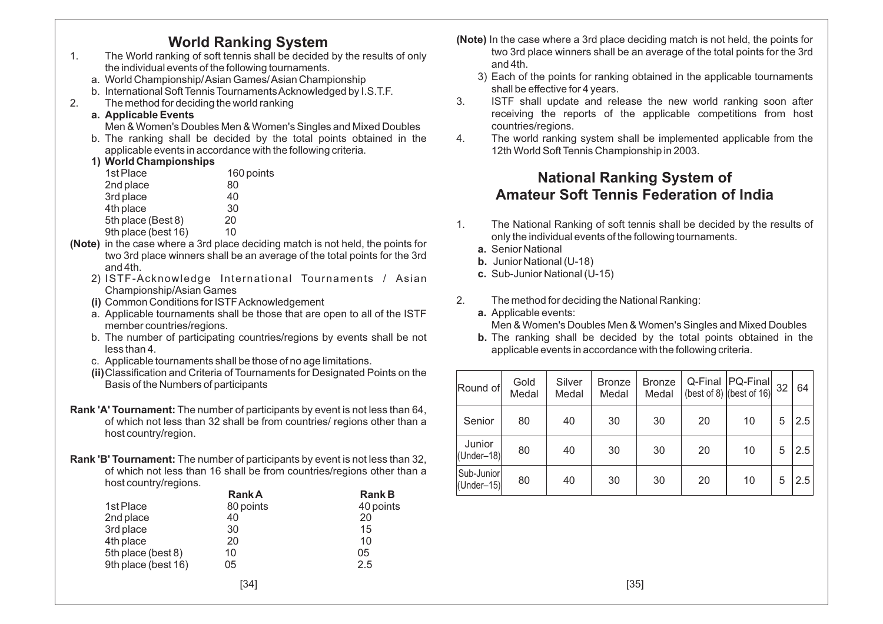## World Ranking System

1. The World ranking of soft tennis shall be decided by the results of only the individual events of the following tournaments.
   a. World Championship/ Asian Games/ Asian Championship
   b. International Soft Tennis Tournaments Acknowledged by I.S.T.F.
2. The method for deciding the world ranking
   **a. Applicable Events**
   Men & Women's Doubles Men & Women's Singles and Mixed Doubles
   b. The ranking shall be decided by the total points obtained in the applicable events in accordance with the following criteria.
   **1) World Championships**

| | |
|---|---|
| 1st Place | 160 points |
| 2nd place | 80 |
| 3rd place | 40 |
| 4th place | 30 |
| 5th place (Best 8) | 20 |
| 9th place (best 16) | 10 |

**(Note)** in the case where a 3rd place deciding match is not held, the points for two 3rd place winners shall be an average of the total points for the 3rd and 4th.

2) ISTF-Acknowledge International Tournaments / Asian Championship/Asian Games

**(i)** Common Conditions for ISTF Acknowledgement

a. Applicable tournaments shall be those that are open to all of the ISTF member countries/regions.

b. The number of participating countries/regions by events shall be not less than 4.

c. Applicable tournaments shall be those of no age limitations.

**(ii)** Classification and Criteria of Tournaments for Designated Points on the Basis of the Numbers of participants

**Rank 'A' Tournament:** The number of participants by event is not less than 64, of which not less than 32 shall be from countries/ regions other than a host country/region.

**Rank 'B' Tournament:** The number of participants by event is not less than 32, of which not less than 16 shall be from countries/regions other than a host country/regions.

| | Rank A | Rank B |
|---|---|---|
| 1st Place | 80 points | 40 points |
| 2nd place | 40 | 20 |
| 3rd place | 30 | 15 |
| 4th place | 20 | 10 |
| 5th place (best 8) | 10 | 05 |
| 9th place (best 16) | 05 | 2.5 |

**(Note)** In the case where a 3rd place deciding match is not held, the points for two 3rd place winners shall be an average of the total points for the 3rd and 4th.

3) Each of the points for ranking obtained in the applicable tournaments shall be effective for 4 years.

3. ISTF shall update and release the new world ranking soon after receiving the reports of the applicable competitions from host countries/regions.
4. The world ranking system shall be implemented applicable from the 12th World Soft Tennis Championship in 2003.

## National Ranking System of Amateur Soft Tennis Federation of India

1. The National Ranking of soft tennis shall be decided by the results of only the individual events of the following tournaments.
   **a.** Senior National
   **b.** Junior National (U-18)
   **c.** Sub-Junior National (U-15)
2. The method for deciding the National Ranking:
   **a.** Applicable events:
   Men & Women's Doubles Men & Women's Singles and Mixed Doubles
   **b.** The ranking shall be decided by the total points obtained in the applicable events in accordance with the following criteria.

| Round of | Gold Medal | Silver Medal | Bronze Medal | Bronze Medal | Q-Final (best of 8) | PQ-Final (best of 16) | 32 | 64 |
|---|---|---|---|---|---|---|---|---|
| Senior | 80 | 40 | 30 | 30 | 20 | 10 | 5 | 2.5 |
| Junior (Under–18) | 80 | 40 | 30 | 30 | 20 | 10 | 5 | 2.5 |
| Sub-Junior (Under–15) | 80 | 40 | 30 | 30 | 20 | 10 | 5 | 2.5 |